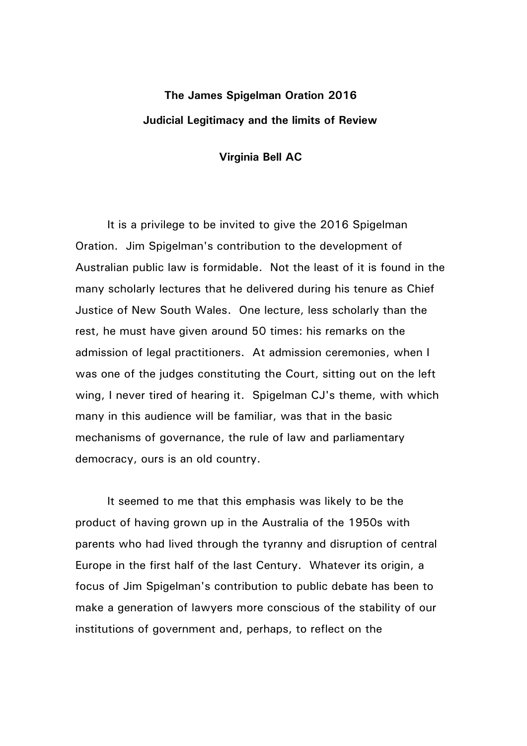**The James Spigelman Oration 2016**

**Judicial Legitimacy and the limits of Review**

**Virginia Bell AC**

It is a privilege to be invited to give the 2016 Spigelman Oration. Jim Spigelman's contribution to the development of Australian public law is formidable. Not the least of it is found in the many scholarly lectures that he delivered during his tenure as Chief Justice of New South Wales. One lecture, less scholarly than the rest, he must have given around 50 times: his remarks on the admission of legal practitioners. At admission ceremonies, when I was one of the judges constituting the Court, sitting out on the left wing, I never tired of hearing it. Spigelman CJ's theme, with which many in this audience will be familiar, was that in the basic mechanisms of governance, the rule of law and parliamentary democracy, ours is an old country.

It seemed to me that this emphasis was likely to be the product of having grown up in the Australia of the 1950s with parents who had lived through the tyranny and disruption of central Europe in the first half of the last Century. Whatever its origin, a focus of Jim Spigelman's contribution to public debate has been to make a generation of lawyers more conscious of the stability of our institutions of government and, perhaps, to reflect on the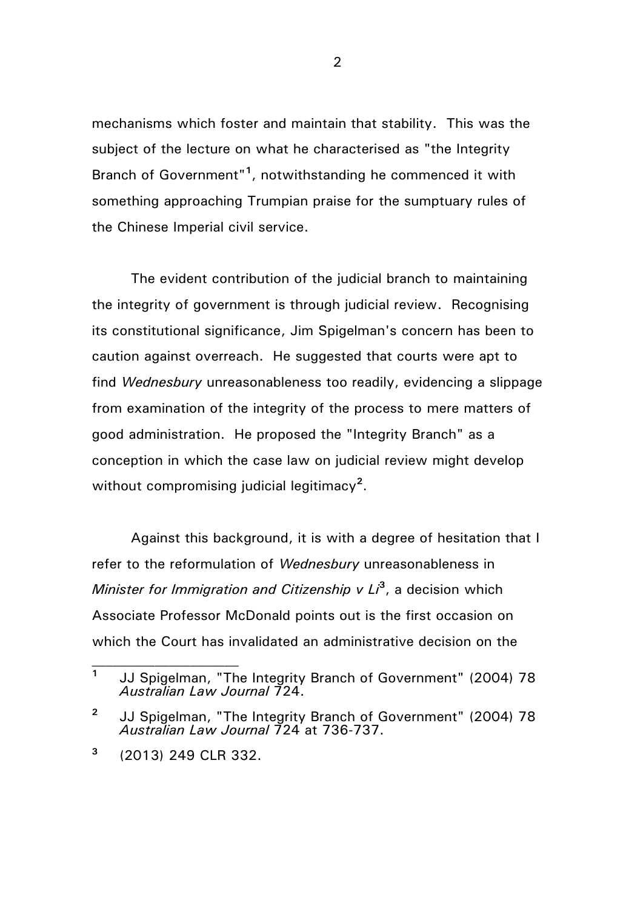mechanisms which foster and maintain that stability. This was the subject of the lecture on what he characterised as "the Integrity Branch of Government"[1], notwithstanding he commenced it with something approaching Trumpian praise for the sumptuary rules of the Chinese Imperial civil service.

The evident contribution of the judicial branch to maintaining the integrity of government is through judicial review. Recognising its constitutional significance, Jim Spigelman's concern has been to caution against overreach. He suggested that courts were apt to find *Wednesbury* unreasonableness too readily, evidencing a slippage from examination of the integrity of the process to mere matters of good administration. He proposed the "Integrity Branch" as a conception in which the case law on judicial review might develop without compromising judicial legitimacy[2].

Against this background, it is with a degree of hesitation that I refer to the reformulation of *Wednesbury* unreasonableness in *Minister for Immigration and Citizenship v Li*[3], a decision which Associate Professor McDonald points out is the first occasion on which the Court has invalidated an administrative decision on the

---

[1] JJ Spigelman, "The Integrity Branch of Government" (2004) 78 *Australian Law Journal* 724.

[2] JJ Spigelman, "The Integrity Branch of Government" (2004) 78 *Australian Law Journal* 724 at 736-737.

[3] (2013) 249 CLR 332.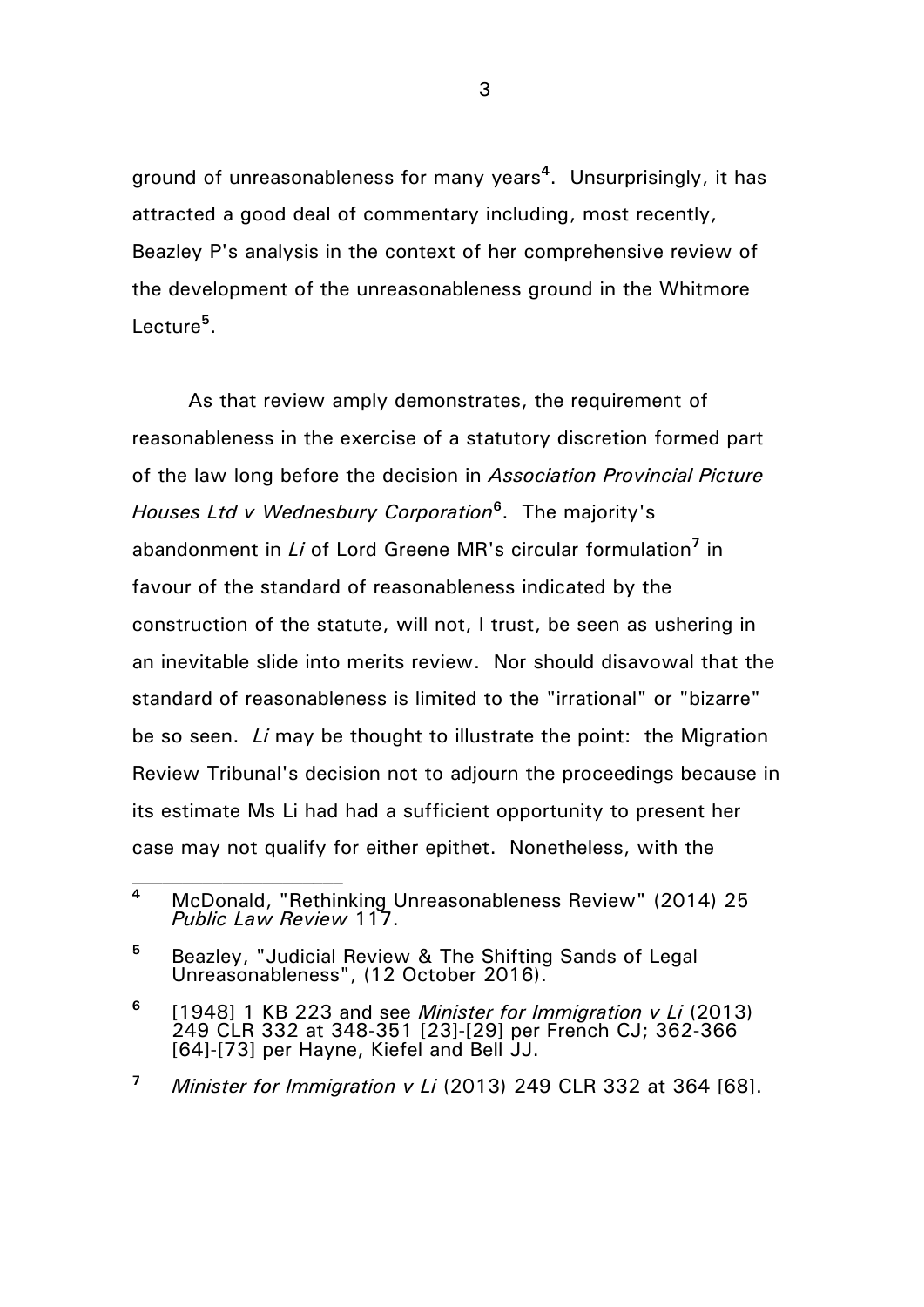ground of unreasonableness for many years[4]. Unsurprisingly, it has attracted a good deal of commentary including, most recently, Beazley P's analysis in the context of her comprehensive review of the development of the unreasonableness ground in the Whitmore Lecture[5].

As that review amply demonstrates, the requirement of reasonableness in the exercise of a statutory discretion formed part of the law long before the decision in *Association Provincial Picture Houses Ltd v Wednesbury Corporation*[6]. The majority's abandonment in *Li* of Lord Greene MR's circular formulation[7] in favour of the standard of reasonableness indicated by the construction of the statute, will not, I trust, be seen as ushering in an inevitable slide into merits review. Nor should disavowal that the standard of reasonableness is limited to the "irrational" or "bizarre" be so seen. *Li* may be thought to illustrate the point: the Migration Review Tribunal's decision not to adjourn the proceedings because in its estimate Ms Li had had a sufficient opportunity to present her case may not qualify for either epithet. Nonetheless, with the

---

[4] McDonald, "Rethinking Unreasonableness Review" (2014) 25 *Public Law Review* 117.

[5] Beazley, "Judicial Review & The Shifting Sands of Legal Unreasonableness", (12 October 2016).

[6] [1948] 1 KB 223 and see *Minister for Immigration v Li* (2013) 249 CLR 332 at 348-351 [23]-[29] per French CJ; 362-366 [64]-[73] per Hayne, Kiefel and Bell JJ.

[7] *Minister for Immigration v Li* (2013) 249 CLR 332 at 364 [68].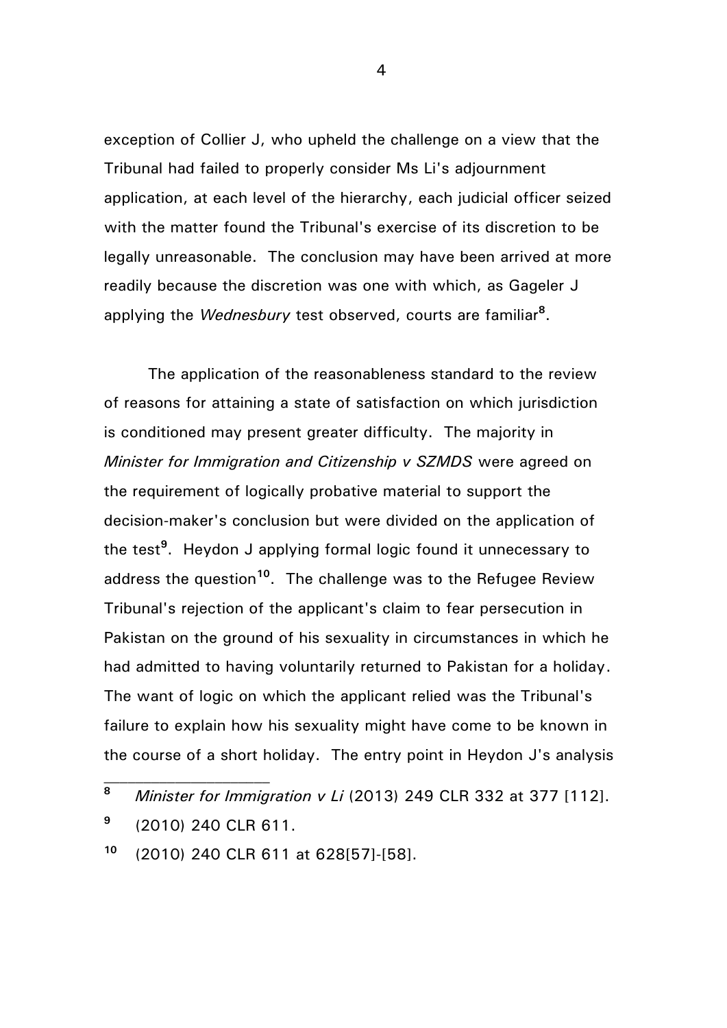exception of Collier J, who upheld the challenge on a view that the Tribunal had failed to properly consider Ms Li's adjournment application, at each level of the hierarchy, each judicial officer seized with the matter found the Tribunal's exercise of its discretion to be legally unreasonable. The conclusion may have been arrived at more readily because the discretion was one with which, as Gageler J applying the *Wednesbury* test observed, courts are familiar[8].

The application of the reasonableness standard to the review of reasons for attaining a state of satisfaction on which jurisdiction is conditioned may present greater difficulty. The majority in *Minister for Immigration and Citizenship v SZMDS* were agreed on the requirement of logically probative material to support the decision-maker's conclusion but were divided on the application of the test[9]. Heydon J applying formal logic found it unnecessary to address the question[10]. The challenge was to the Refugee Review Tribunal's rejection of the applicant's claim to fear persecution in Pakistan on the ground of his sexuality in circumstances in which he had admitted to having voluntarily returned to Pakistan for a holiday. The want of logic on which the applicant relied was the Tribunal's failure to explain how his sexuality might have come to be known in the course of a short holiday. The entry point in Heydon J's analysis

---

[8] *Minister for Immigration v Li* (2013) 249 CLR 332 at 377 [112].

[9] (2010) 240 CLR 611.

[10] (2010) 240 CLR 611 at 628[57]-[58].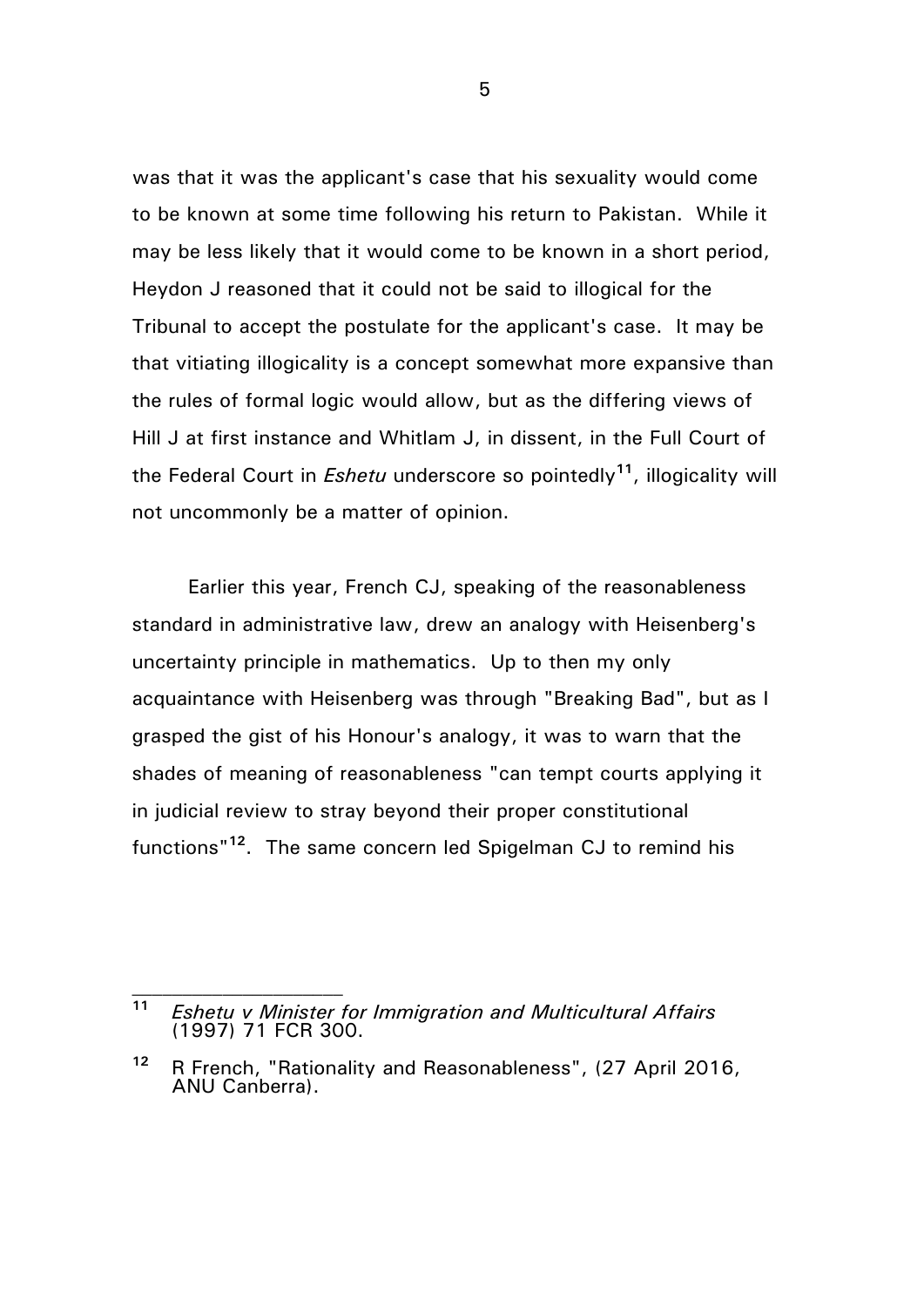was that it was the applicant's case that his sexuality would come to be known at some time following his return to Pakistan. While it may be less likely that it would come to be known in a short period, Heydon J reasoned that it could not be said to illogical for the Tribunal to accept the postulate for the applicant's case. It may be that vitiating illogicality is a concept somewhat more expansive than the rules of formal logic would allow, but as the differing views of Hill J at first instance and Whitlam J, in dissent, in the Full Court of the Federal Court in *Eshetu* underscore so pointedly[11], illogicality will not uncommonly be a matter of opinion.

Earlier this year, French CJ, speaking of the reasonableness standard in administrative law, drew an analogy with Heisenberg's uncertainty principle in mathematics. Up to then my only acquaintance with Heisenberg was through "Breaking Bad", but as I grasped the gist of his Honour's analogy, it was to warn that the shades of meaning of reasonableness "can tempt courts applying it in judicial review to stray beyond their proper constitutional functions"[12]. The same concern led Spigelman CJ to remind his

---

[11] *Eshetu v Minister for Immigration and Multicultural Affairs* (1997) 71 FCR 300.

[12] R French, "Rationality and Reasonableness", (27 April 2016, ANU Canberra).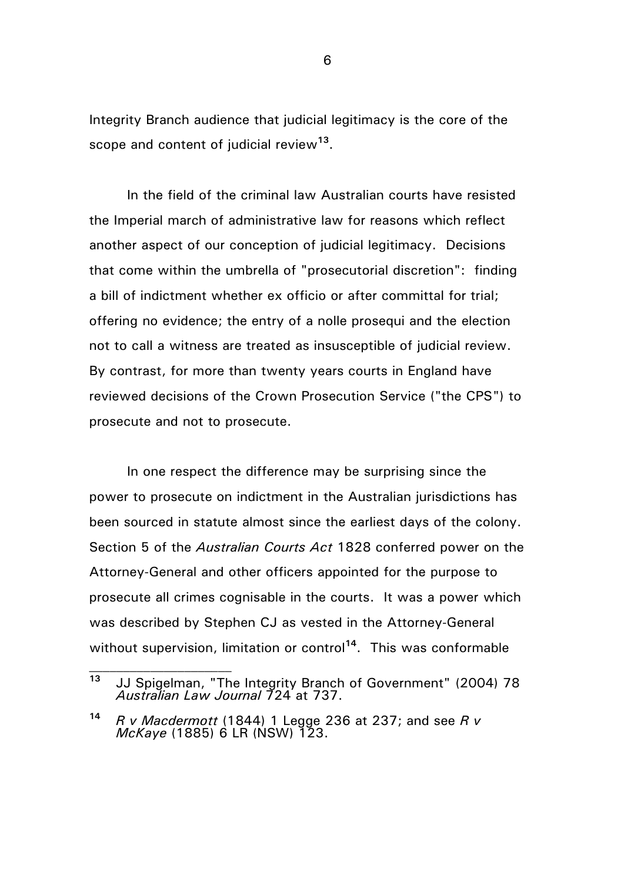Integrity Branch audience that judicial legitimacy is the core of the scope and content of judicial review[13].

In the field of the criminal law Australian courts have resisted the Imperial march of administrative law for reasons which reflect another aspect of our conception of judicial legitimacy. Decisions that come within the umbrella of "prosecutorial discretion": finding a bill of indictment whether ex officio or after committal for trial; offering no evidence; the entry of a nolle prosequi and the election not to call a witness are treated as insusceptible of judicial review. By contrast, for more than twenty years courts in England have reviewed decisions of the Crown Prosecution Service ("the CPS") to prosecute and not to prosecute.

In one respect the difference may be surprising since the power to prosecute on indictment in the Australian jurisdictions has been sourced in statute almost since the earliest days of the colony. Section 5 of the *Australian Courts Act* 1828 conferred power on the Attorney-General and other officers appointed for the purpose to prosecute all crimes cognisable in the courts. It was a power which was described by Stephen CJ as vested in the Attorney-General without supervision, limitation or control[14]. This was conformable

---

[13] JJ Spigelman, "The Integrity Branch of Government" (2004) 78 *Australian Law Journal* 724 at 737.

[14] *R v Macdermott* (1844) 1 Legge 236 at 237; and see *R v McKaye* (1885) 6 LR (NSW) 123.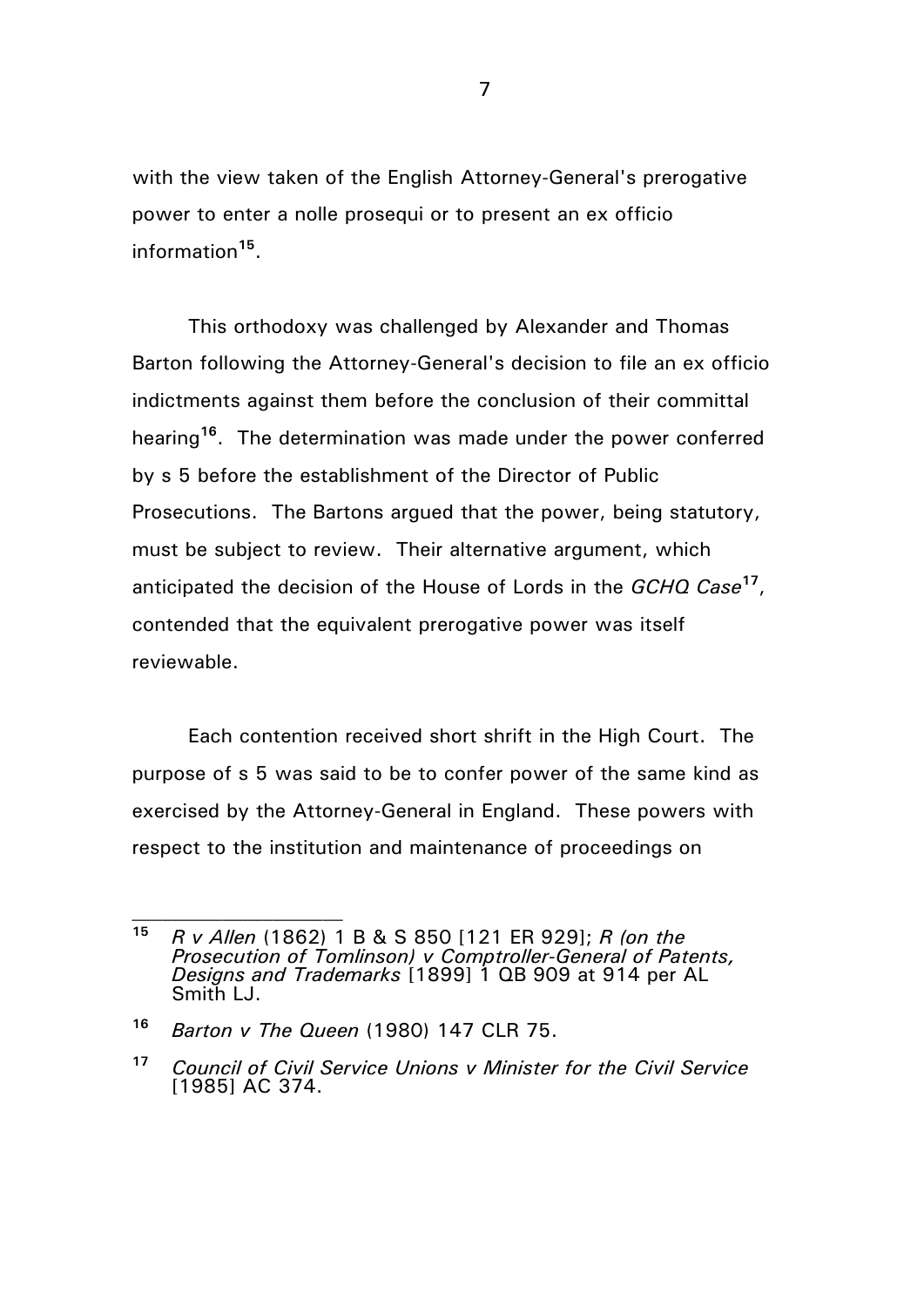with the view taken of the English Attorney-General's prerogative power to enter a nolle prosequi or to present an ex officio information[15].

This orthodoxy was challenged by Alexander and Thomas Barton following the Attorney-General's decision to file an ex officio indictments against them before the conclusion of their committal hearing[16]. The determination was made under the power conferred by s 5 before the establishment of the Director of Public Prosecutions. The Bartons argued that the power, being statutory, must be subject to review. Their alternative argument, which anticipated the decision of the House of Lords in the *GCHQ Case*[17], contended that the equivalent prerogative power was itself reviewable.

Each contention received short shrift in the High Court. The purpose of s 5 was said to be to confer power of the same kind as exercised by the Attorney-General in England. These powers with respect to the institution and maintenance of proceedings on

---

[15] *R v Allen* (1862) 1 B & S 850 [121 ER 929]; *R (on the Prosecution of Tomlinson) v Comptroller-General of Patents, Designs and Trademarks* [1899] 1 QB 909 at 914 per AL Smith LJ.

[16] *Barton v The Queen* (1980) 147 CLR 75.

[17] *Council of Civil Service Unions v Minister for the Civil Service* [1985] AC 374.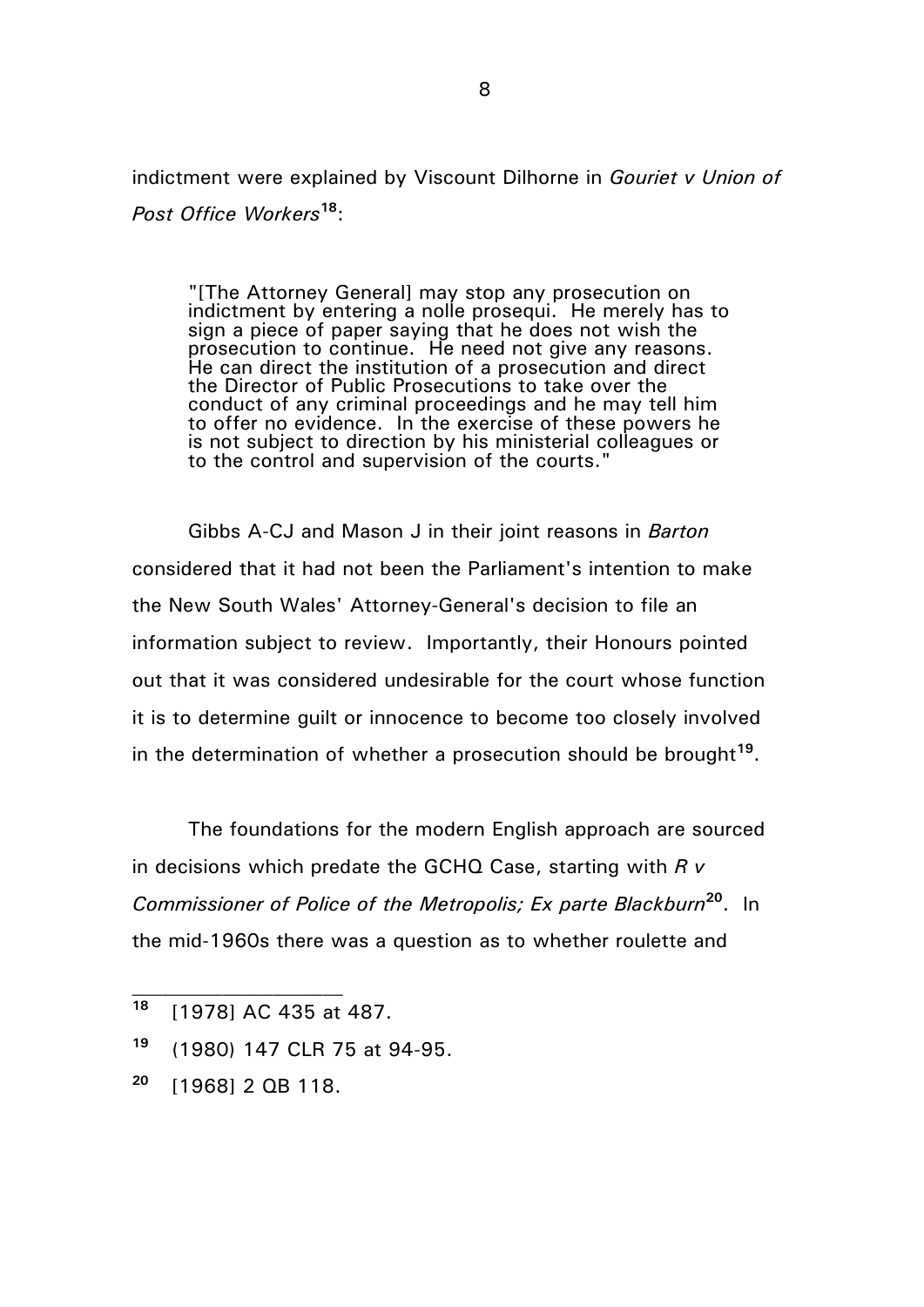indictment were explained by Viscount Dilhorne in *Gouriet v Union of Post Office Workers*[18]:

> "[The Attorney General] may stop any prosecution on indictment by entering a nolle prosequi. He merely has to sign a piece of paper saying that he does not wish the prosecution to continue. He need not give any reasons. He can direct the institution of a prosecution and direct the Director of Public Prosecutions to take over the conduct of any criminal proceedings and he may tell him to offer no evidence. In the exercise of these powers he is not subject to direction by his ministerial colleagues or to the control and supervision of the courts."

Gibbs A-CJ and Mason J in their joint reasons in *Barton* considered that it had not been the Parliament's intention to make the New South Wales' Attorney-General's decision to file an information subject to review. Importantly, their Honours pointed out that it was considered undesirable for the court whose function it is to determine guilt or innocence to become too closely involved in the determination of whether a prosecution should be brought[19].

The foundations for the modern English approach are sourced in decisions which predate the GCHQ Case, starting with *R v Commissioner of Police of the Metropolis; Ex parte Blackburn*[20]. In the mid-1960s there was a question as to whether roulette and

---

[18] [1978] AC 435 at 487.

[19] (1980) 147 CLR 75 at 94-95.

[20] [1968] 2 QB 118.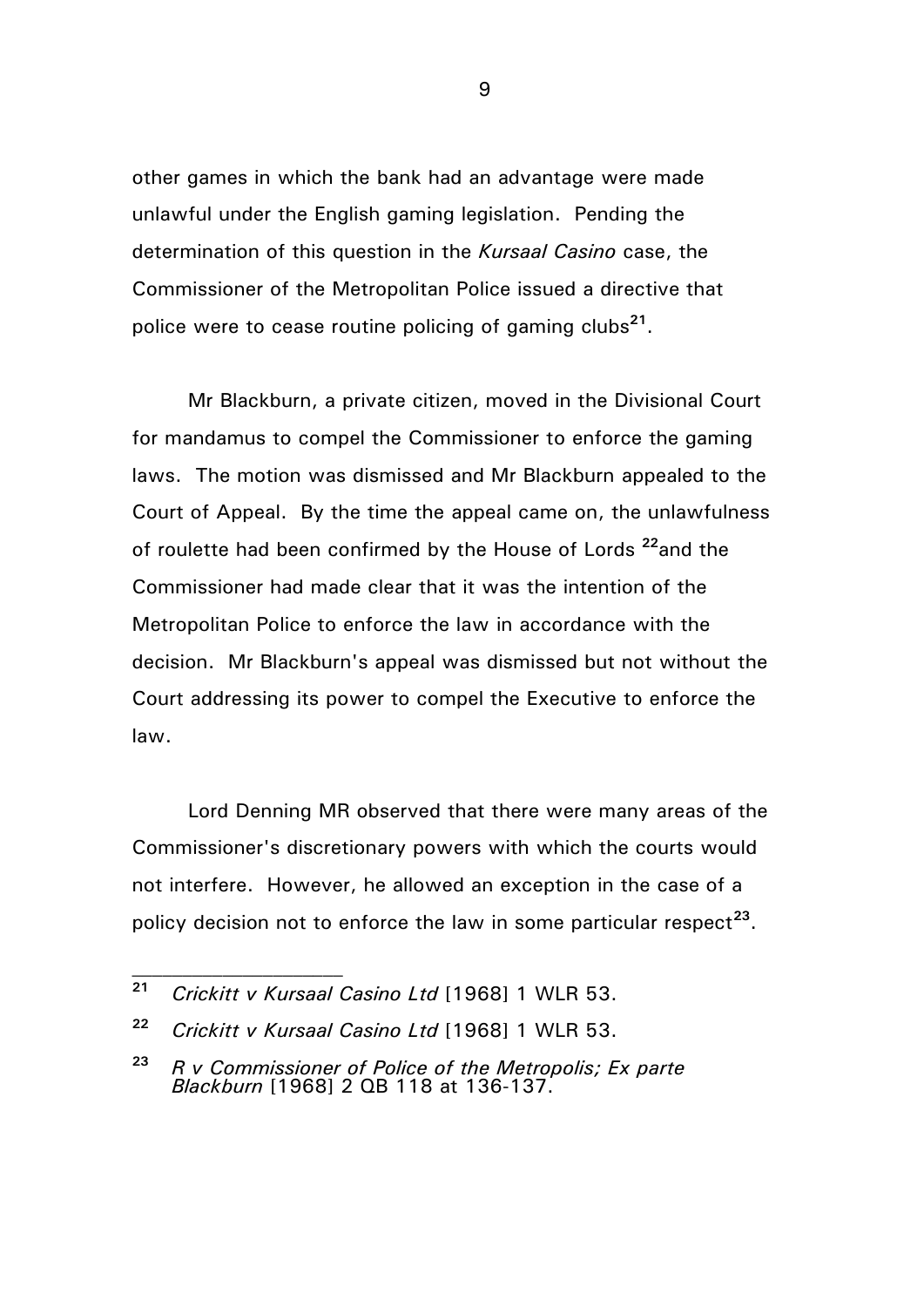other games in which the bank had an advantage were made unlawful under the English gaming legislation. Pending the determination of this question in the *Kursaal Casino* case, the Commissioner of the Metropolitan Police issued a directive that police were to cease routine policing of gaming clubs[21].

Mr Blackburn, a private citizen, moved in the Divisional Court for mandamus to compel the Commissioner to enforce the gaming laws. The motion was dismissed and Mr Blackburn appealed to the Court of Appeal. By the time the appeal came on, the unlawfulness of roulette had been confirmed by the House of Lords [22]and the Commissioner had made clear that it was the intention of the Metropolitan Police to enforce the law in accordance with the decision. Mr Blackburn's appeal was dismissed but not without the Court addressing its power to compel the Executive to enforce the law.

Lord Denning MR observed that there were many areas of the Commissioner's discretionary powers with which the courts would not interfere. However, he allowed an exception in the case of a policy decision not to enforce the law in some particular respect[23].

---

[21] *Crickitt v Kursaal Casino Ltd* [1968] 1 WLR 53.

[22] *Crickitt v Kursaal Casino Ltd* [1968] 1 WLR 53.

[23] *R v Commissioner of Police of the Metropolis; Ex parte Blackburn* [1968] 2 QB 118 at 136-137.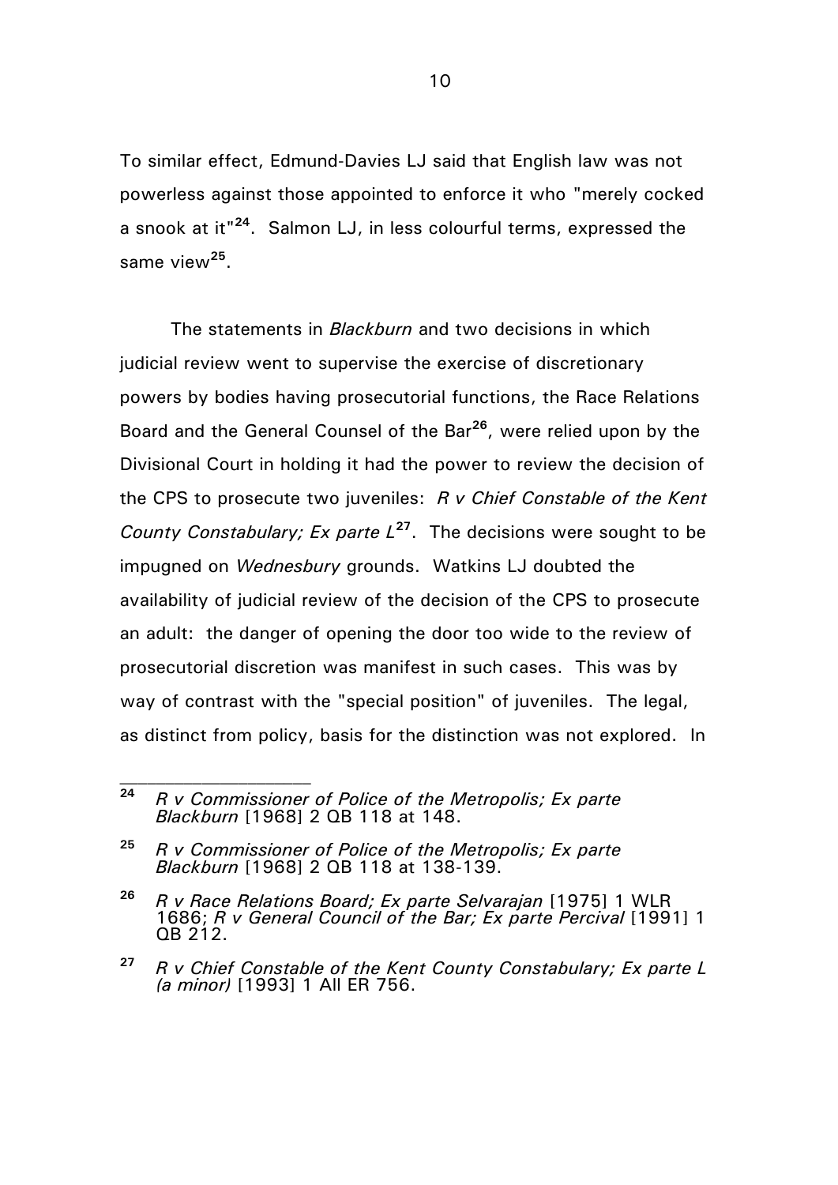To similar effect, Edmund-Davies LJ said that English law was not powerless against those appointed to enforce it who "merely cocked a snook at it"[24]. Salmon LJ, in less colourful terms, expressed the same view[25].

The statements in *Blackburn* and two decisions in which judicial review went to supervise the exercise of discretionary powers by bodies having prosecutorial functions, the Race Relations Board and the General Counsel of the Bar[26], were relied upon by the Divisional Court in holding it had the power to review the decision of the CPS to prosecute two juveniles: *R v Chief Constable of the Kent County Constabulary; Ex parte L*[27]. The decisions were sought to be impugned on *Wednesbury* grounds. Watkins LJ doubted the availability of judicial review of the decision of the CPS to prosecute an adult: the danger of opening the door too wide to the review of prosecutorial discretion was manifest in such cases. This was by way of contrast with the "special position" of juveniles. The legal, as distinct from policy, basis for the distinction was not explored. In

---

[24] *R v Commissioner of Police of the Metropolis; Ex parte Blackburn* [1968] 2 QB 118 at 148.

[25] *R v Commissioner of Police of the Metropolis; Ex parte Blackburn* [1968] 2 QB 118 at 138-139.

[26] *R v Race Relations Board; Ex parte Selvarajan* [1975] 1 WLR 1686; *R v General Council of the Bar; Ex parte Percival* [1991] 1 QB 212.

[27] *R v Chief Constable of the Kent County Constabulary; Ex parte L (a minor)* [1993] 1 All ER 756.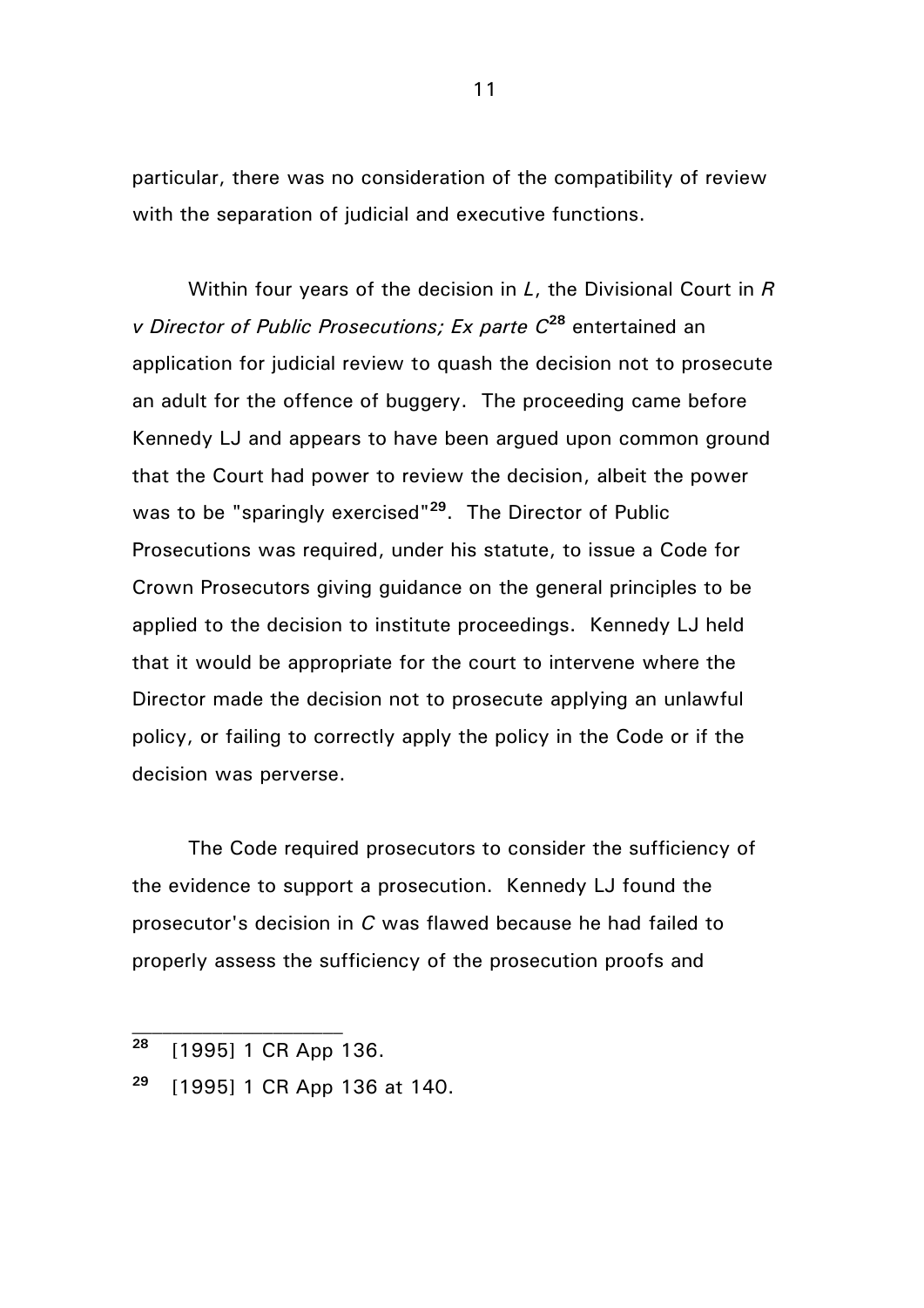particular, there was no consideration of the compatibility of review with the separation of judicial and executive functions.

Within four years of the decision in *L*, the Divisional Court in *R v Director of Public Prosecutions; Ex parte C*[28] entertained an application for judicial review to quash the decision not to prosecute an adult for the offence of buggery. The proceeding came before Kennedy LJ and appears to have been argued upon common ground that the Court had power to review the decision, albeit the power was to be "sparingly exercised"[29]. The Director of Public Prosecutions was required, under his statute, to issue a Code for Crown Prosecutors giving guidance on the general principles to be applied to the decision to institute proceedings. Kennedy LJ held that it would be appropriate for the court to intervene where the Director made the decision not to prosecute applying an unlawful policy, or failing to correctly apply the policy in the Code or if the decision was perverse.

The Code required prosecutors to consider the sufficiency of the evidence to support a prosecution. Kennedy LJ found the prosecutor's decision in *C* was flawed because he had failed to properly assess the sufficiency of the prosecution proofs and

---

[28] [1995] 1 CR App 136.

[29] [1995] 1 CR App 136 at 140.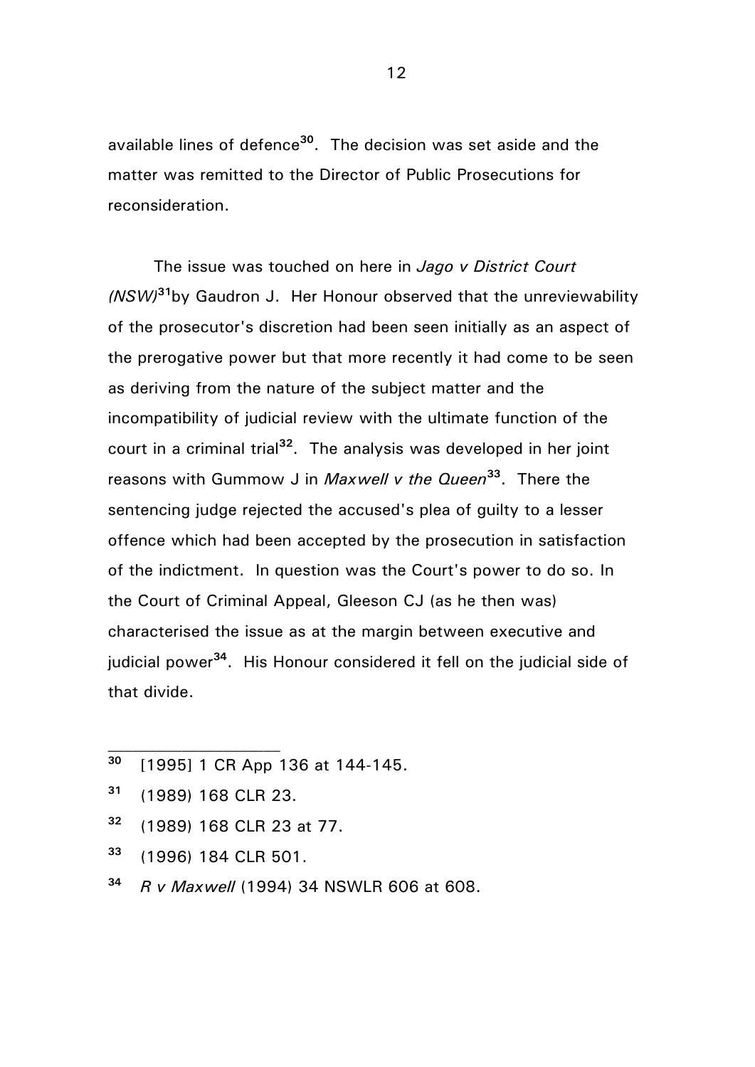available lines of defence[30]. The decision was set aside and the matter was remitted to the Director of Public Prosecutions for reconsideration.

The issue was touched on here in *Jago v District Court (NSW)*[31]by Gaudron J. Her Honour observed that the unreviewability of the prosecutor's discretion had been seen initially as an aspect of the prerogative power but that more recently it had come to be seen as deriving from the nature of the subject matter and the incompatibility of judicial review with the ultimate function of the court in a criminal trial[32]. The analysis was developed in her joint reasons with Gummow J in *Maxwell v the Queen*[33]. There the sentencing judge rejected the accused's plea of guilty to a lesser offence which had been accepted by the prosecution in satisfaction of the indictment. In question was the Court's power to do so. In the Court of Criminal Appeal, Gleeson CJ (as he then was) characterised the issue as at the margin between executive and judicial power[34]. His Honour considered it fell on the judicial side of that divide.

---

[30] [1995] 1 CR App 136 at 144-145.

[31] (1989) 168 CLR 23.

[32] (1989) 168 CLR 23 at 77.

[33] (1996) 184 CLR 501.

[34] *R v Maxwell* (1994) 34 NSWLR 606 at 608.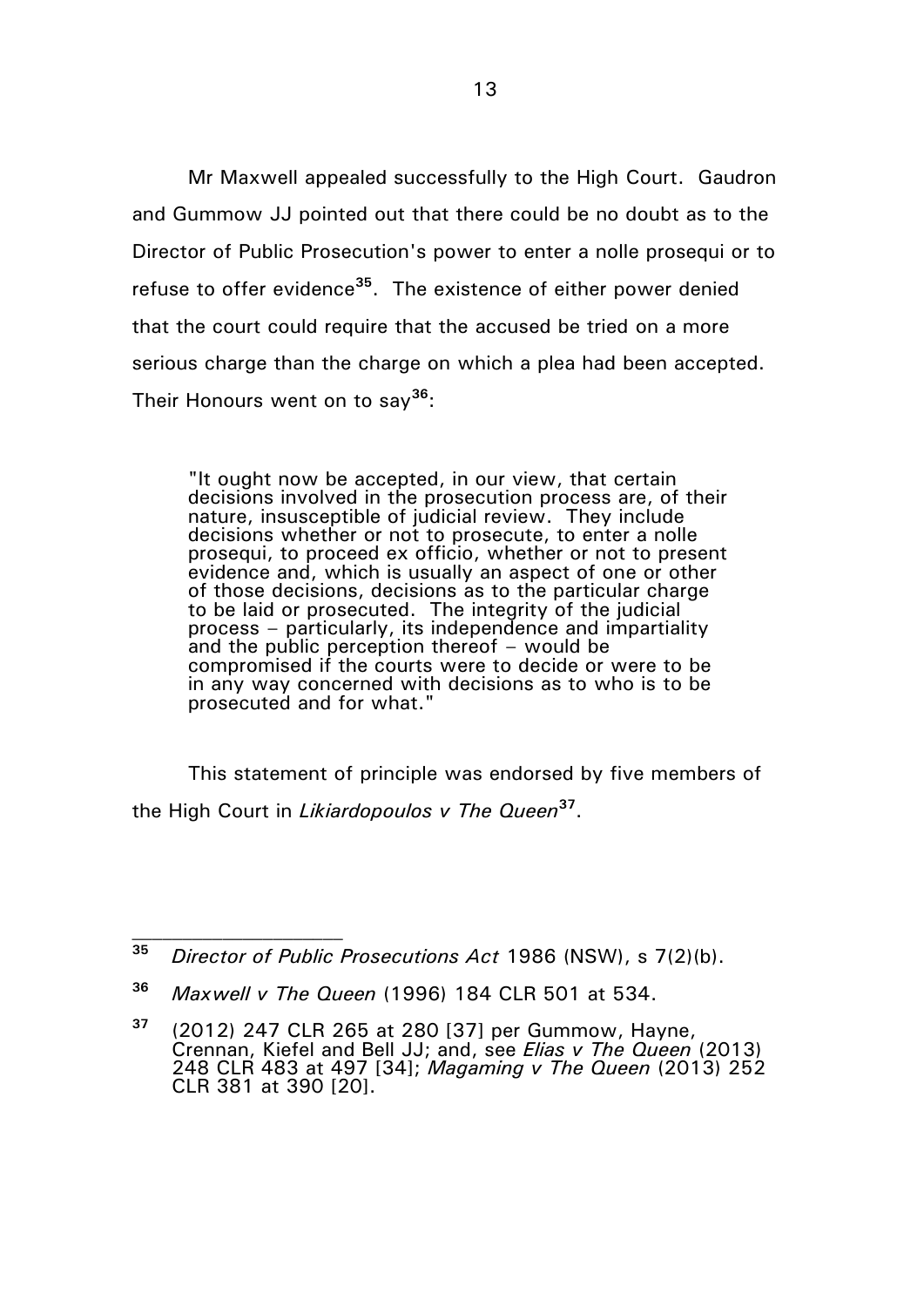Mr Maxwell appealed successfully to the High Court. Gaudron and Gummow JJ pointed out that there could be no doubt as to the Director of Public Prosecution's power to enter a nolle prosequi or to refuse to offer evidence[35]. The existence of either power denied that the court could require that the accused be tried on a more serious charge than the charge on which a plea had been accepted. Their Honours went on to say[36]:

> "It ought now be accepted, in our view, that certain decisions involved in the prosecution process are, of their nature, insusceptible of judicial review. They include decisions whether or not to prosecute, to enter a nolle prosequi, to proceed ex officio, whether or not to present evidence and, which is usually an aspect of one or other of those decisions, decisions as to the particular charge to be laid or prosecuted. The integrity of the judicial process – particularly, its independence and impartiality and the public perception thereof – would be compromised if the courts were to decide or were to be in any way concerned with decisions as to who is to be prosecuted and for what."

This statement of principle was endorsed by five members of the High Court in *Likiardopoulos v The Queen*[37].

---

[35] *Director of Public Prosecutions Act* 1986 (NSW), s 7(2)(b).

[36] *Maxwell v The Queen* (1996) 184 CLR 501 at 534.

[37] (2012) 247 CLR 265 at 280 [37] per Gummow, Hayne, Crennan, Kiefel and Bell JJ; and, see *Elias v The Queen* (2013) 248 CLR 483 at 497 [34]; *Magaming v The Queen* (2013) 252 CLR 381 at 390 [20].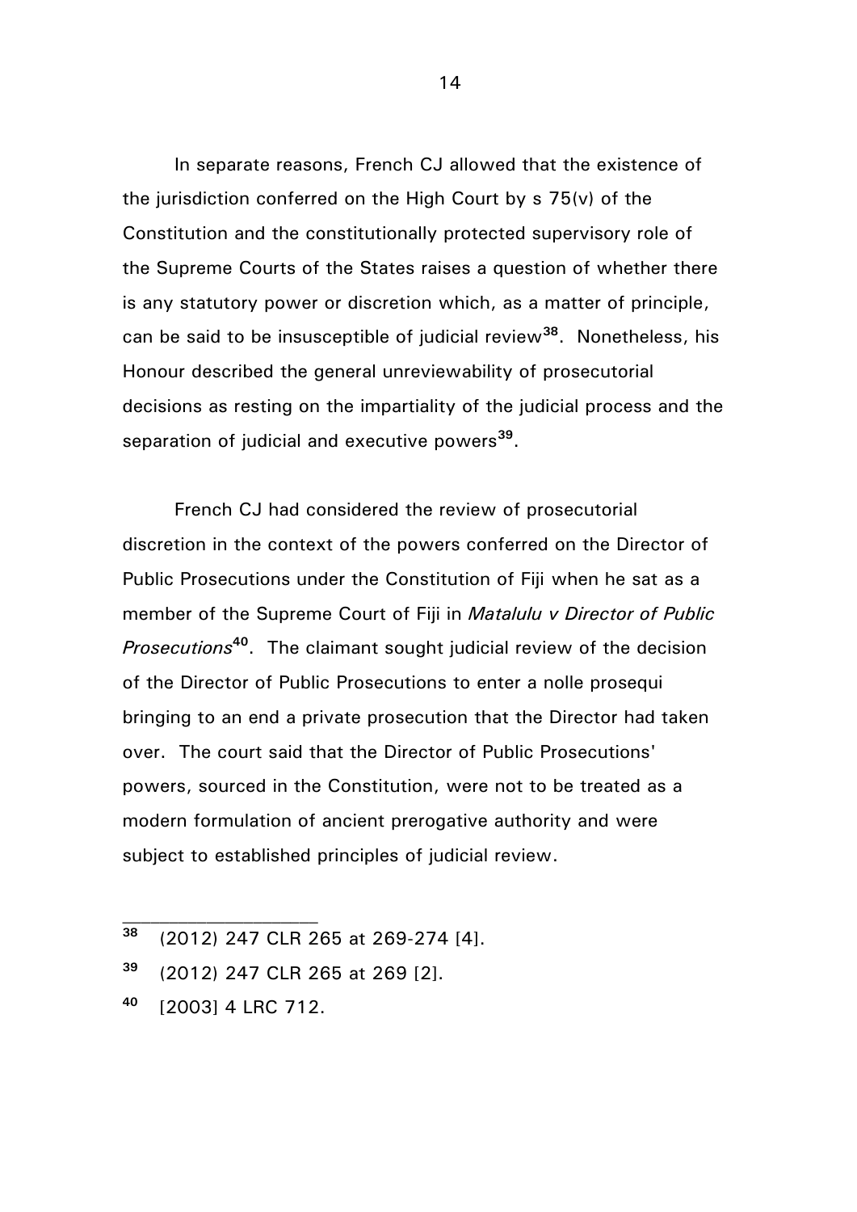In separate reasons, French CJ allowed that the existence of the jurisdiction conferred on the High Court by s 75(v) of the Constitution and the constitutionally protected supervisory role of the Supreme Courts of the States raises a question of whether there is any statutory power or discretion which, as a matter of principle, can be said to be insusceptible of judicial review[38]. Nonetheless, his Honour described the general unreviewability of prosecutorial decisions as resting on the impartiality of the judicial process and the separation of judicial and executive powers[39].

French CJ had considered the review of prosecutorial discretion in the context of the powers conferred on the Director of Public Prosecutions under the Constitution of Fiji when he sat as a member of the Supreme Court of Fiji in *Matalulu v Director of Public Prosecutions*[40]. The claimant sought judicial review of the decision of the Director of Public Prosecutions to enter a nolle prosequi bringing to an end a private prosecution that the Director had taken over. The court said that the Director of Public Prosecutions' powers, sourced in the Constitution, were not to be treated as a modern formulation of ancient prerogative authority and were subject to established principles of judicial review.

---

[38] (2012) 247 CLR 265 at 269-274 [4].

[39] (2012) 247 CLR 265 at 269 [2].

[40] [2003] 4 LRC 712.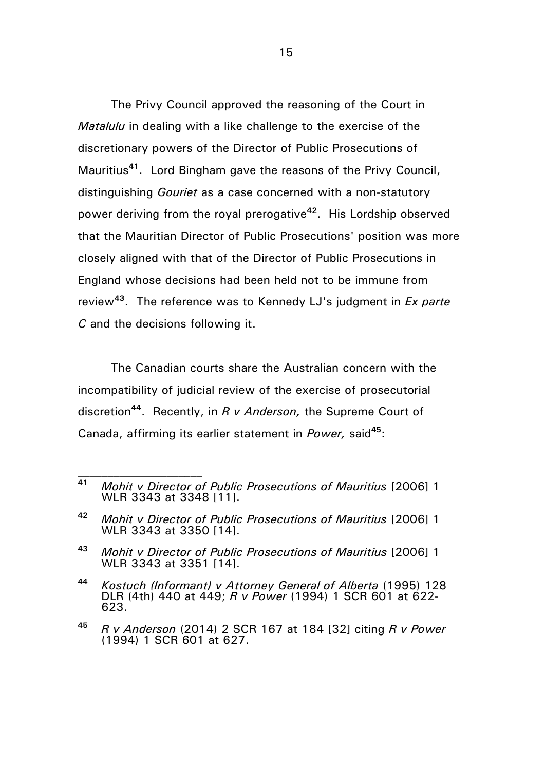The Privy Council approved the reasoning of the Court in *Matalulu* in dealing with a like challenge to the exercise of the discretionary powers of the Director of Public Prosecutions of Mauritius[41]. Lord Bingham gave the reasons of the Privy Council, distinguishing *Gouriet* as a case concerned with a non-statutory power deriving from the royal prerogative[42]. His Lordship observed that the Mauritian Director of Public Prosecutions' position was more closely aligned with that of the Director of Public Prosecutions in England whose decisions had been held not to be immune from review[43]. The reference was to Kennedy LJ's judgment in *Ex parte C* and the decisions following it.

The Canadian courts share the Australian concern with the incompatibility of judicial review of the exercise of prosecutorial discretion[44]. Recently, in *R v Anderson,* the Supreme Court of Canada, affirming its earlier statement in *Power,* said[45]:

---

[41] *Mohit v Director of Public Prosecutions of Mauritius* [2006] 1 WLR 3343 at 3348 [11].

[42] *Mohit v Director of Public Prosecutions of Mauritius* [2006] 1 WLR 3343 at 3350 [14].

[43] *Mohit v Director of Public Prosecutions of Mauritius* [2006] 1 WLR 3343 at 3351 [14].

[44] *Kostuch (Informant) v Attorney General of Alberta* (1995) 128 DLR (4th) 440 at 449; *R v Power* (1994) 1 SCR 601 at 622-623.

[45] *R v Anderson* (2014) 2 SCR 167 at 184 [32] citing *R v Power* (1994) 1 SCR 601 at 627.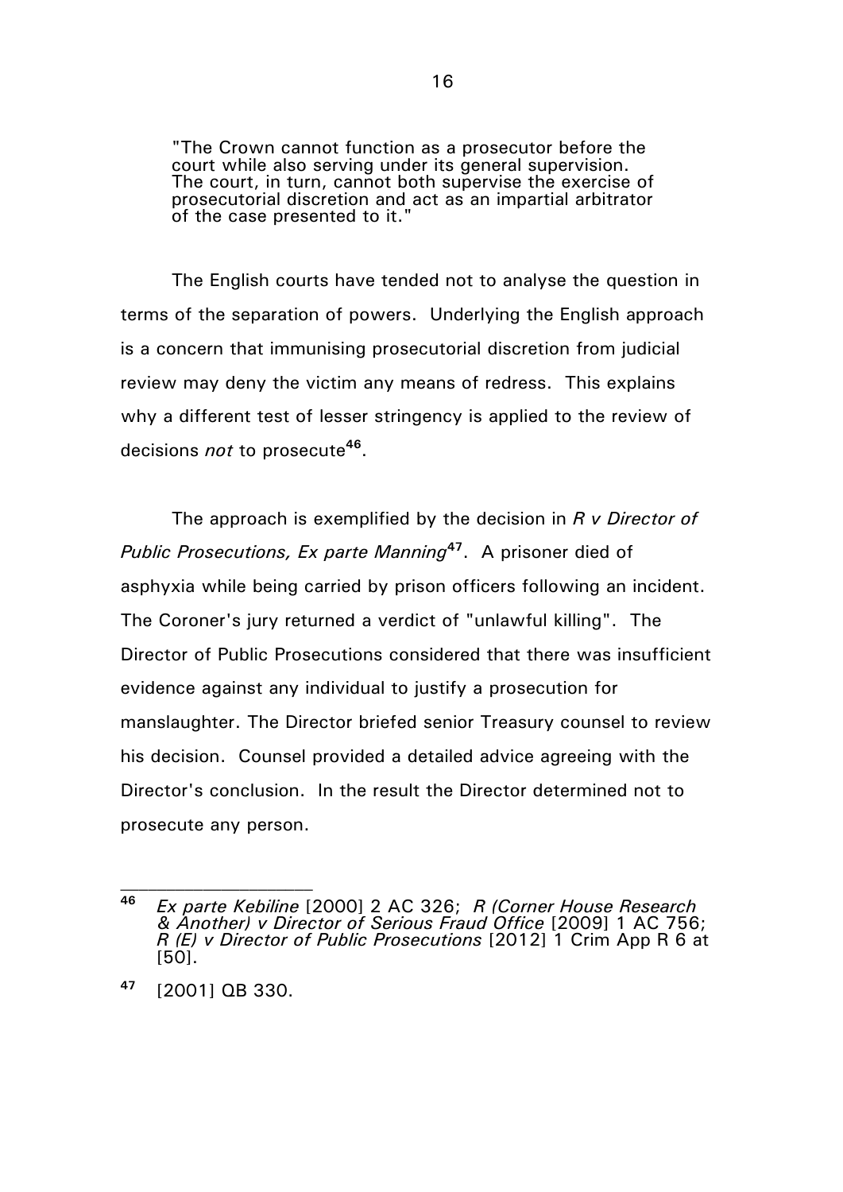> "The Crown cannot function as a prosecutor before the court while also serving under its general supervision. The court, in turn, cannot both supervise the exercise of prosecutorial discretion and act as an impartial arbitrator of the case presented to it."

The English courts have tended not to analyse the question in terms of the separation of powers. Underlying the English approach is a concern that immunising prosecutorial discretion from judicial review may deny the victim any means of redress. This explains why a different test of lesser stringency is applied to the review of decisions *not* to prosecute[46].

The approach is exemplified by the decision in *R v Director of Public Prosecutions, Ex parte Manning*[47]. A prisoner died of asphyxia while being carried by prison officers following an incident. The Coroner's jury returned a verdict of "unlawful killing". The Director of Public Prosecutions considered that there was insufficient evidence against any individual to justify a prosecution for manslaughter. The Director briefed senior Treasury counsel to review his decision. Counsel provided a detailed advice agreeing with the Director's conclusion. In the result the Director determined not to prosecute any person.

---

[46] *Ex parte Kebiline* [2000] 2 AC 326; *R (Corner House Research & Another) v Director of Serious Fraud Office* [2009] 1 AC 756; *R (E) v Director of Public Prosecutions* [2012] 1 Crim App R 6 at [50].

[47] [2001] QB 330.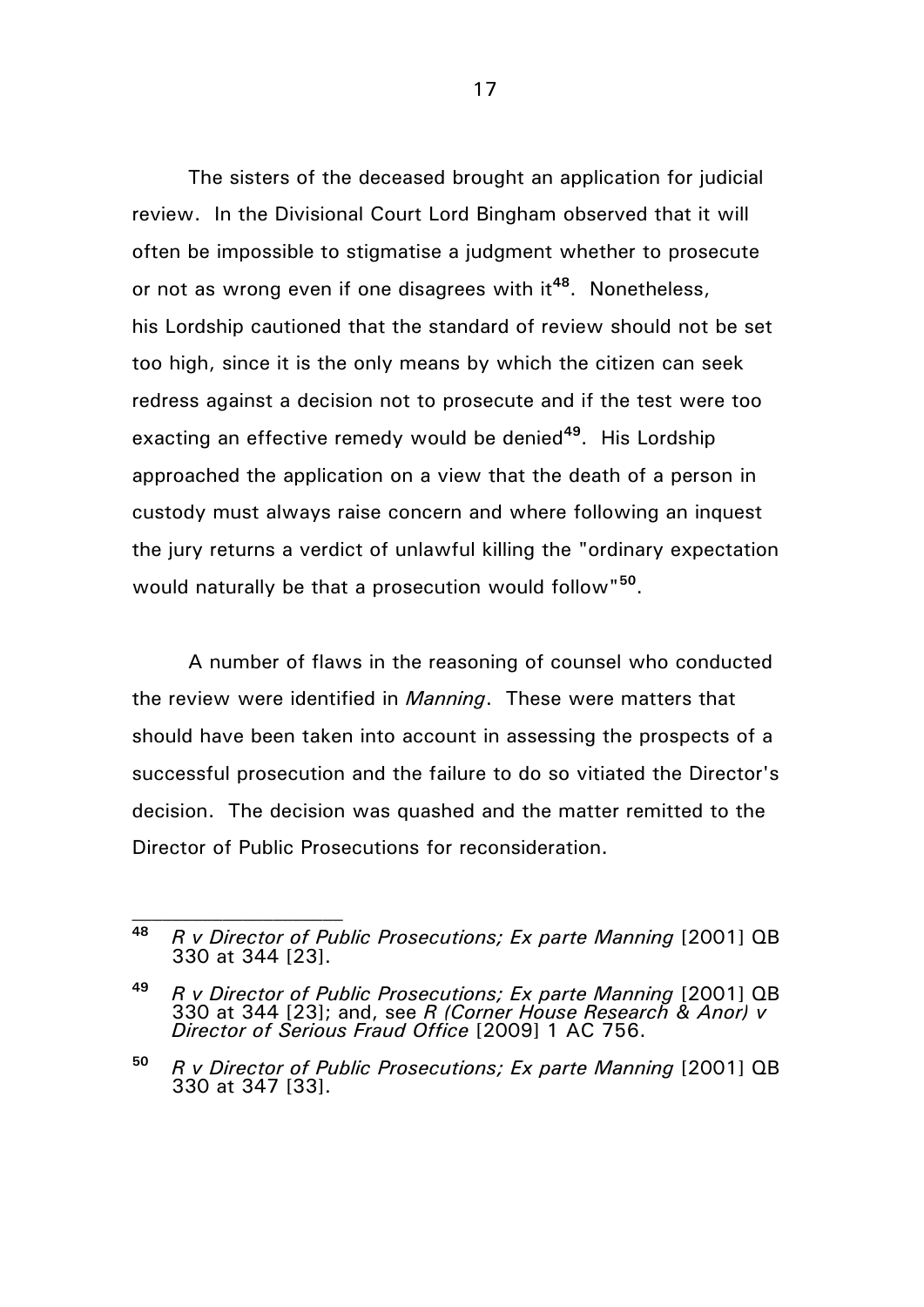The sisters of the deceased brought an application for judicial review. In the Divisional Court Lord Bingham observed that it will often be impossible to stigmatise a judgment whether to prosecute or not as wrong even if one disagrees with it[48]. Nonetheless, his Lordship cautioned that the standard of review should not be set too high, since it is the only means by which the citizen can seek redress against a decision not to prosecute and if the test were too exacting an effective remedy would be denied[49]. His Lordship approached the application on a view that the death of a person in custody must always raise concern and where following an inquest the jury returns a verdict of unlawful killing the "ordinary expectation would naturally be that a prosecution would follow"[50].

A number of flaws in the reasoning of counsel who conducted the review were identified in *Manning*. These were matters that should have been taken into account in assessing the prospects of a successful prosecution and the failure to do so vitiated the Director's decision. The decision was quashed and the matter remitted to the Director of Public Prosecutions for reconsideration.

---

[48] *R v Director of Public Prosecutions; Ex parte Manning* [2001] QB 330 at 344 [23].

[49] *R v Director of Public Prosecutions; Ex parte Manning* [2001] QB 330 at 344 [23]; and, see *R (Corner House Research & Anor) v Director of Serious Fraud Office* [2009] 1 AC 756.

[50] *R v Director of Public Prosecutions; Ex parte Manning* [2001] QB 330 at 347 [33].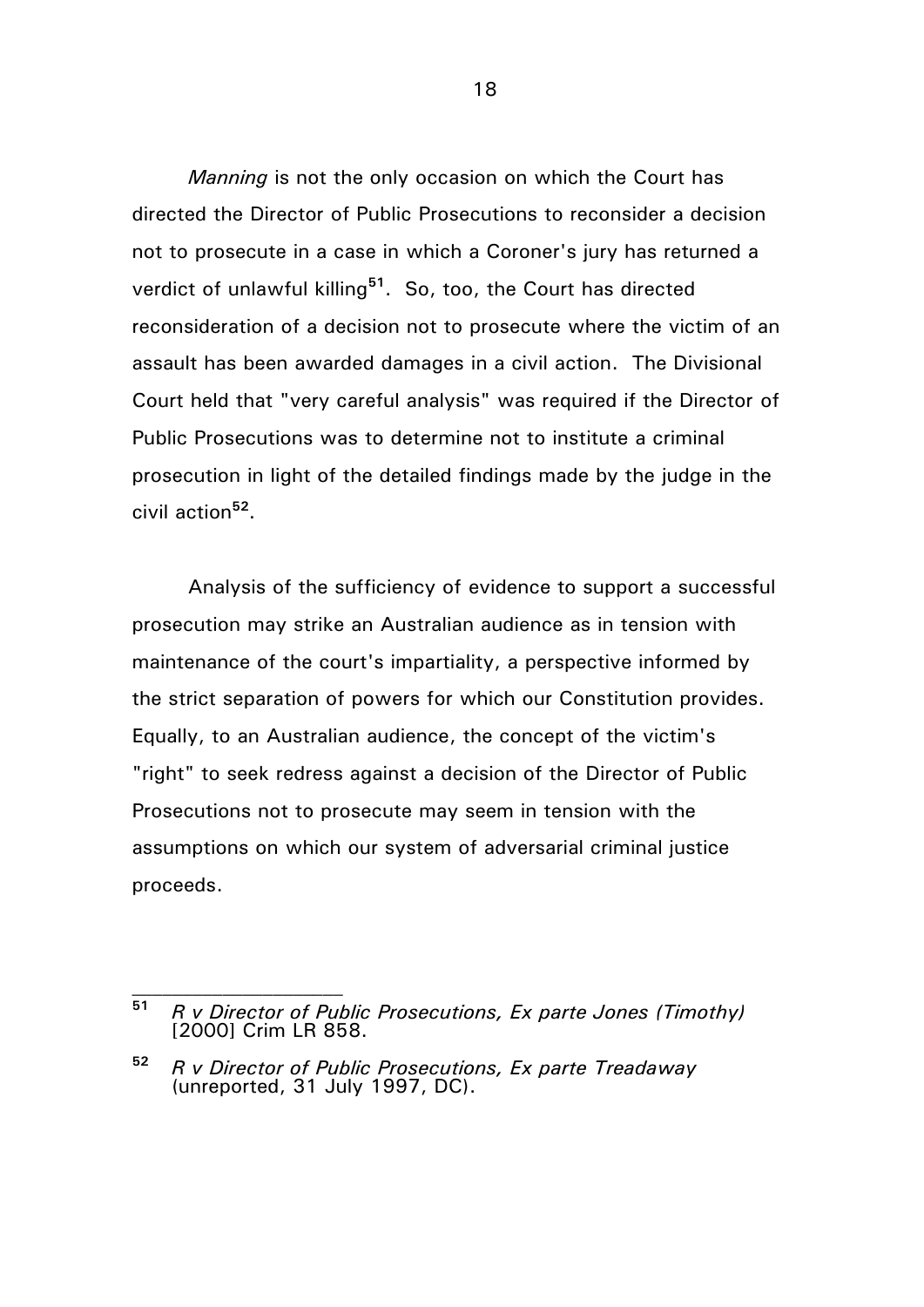*Manning* is not the only occasion on which the Court has directed the Director of Public Prosecutions to reconsider a decision not to prosecute in a case in which a Coroner's jury has returned a verdict of unlawful killing[51]. So, too, the Court has directed reconsideration of a decision not to prosecute where the victim of an assault has been awarded damages in a civil action. The Divisional Court held that "very careful analysis" was required if the Director of Public Prosecutions was to determine not to institute a criminal prosecution in light of the detailed findings made by the judge in the civil action[52].

Analysis of the sufficiency of evidence to support a successful prosecution may strike an Australian audience as in tension with maintenance of the court's impartiality, a perspective informed by the strict separation of powers for which our Constitution provides. Equally, to an Australian audience, the concept of the victim's "right" to seek redress against a decision of the Director of Public Prosecutions not to prosecute may seem in tension with the assumptions on which our system of adversarial criminal justice proceeds.

---

[51] *R v Director of Public Prosecutions, Ex parte Jones (Timothy)* [2000] Crim LR 858.

[52] *R v Director of Public Prosecutions, Ex parte Treadaway* (unreported, 31 July 1997, DC).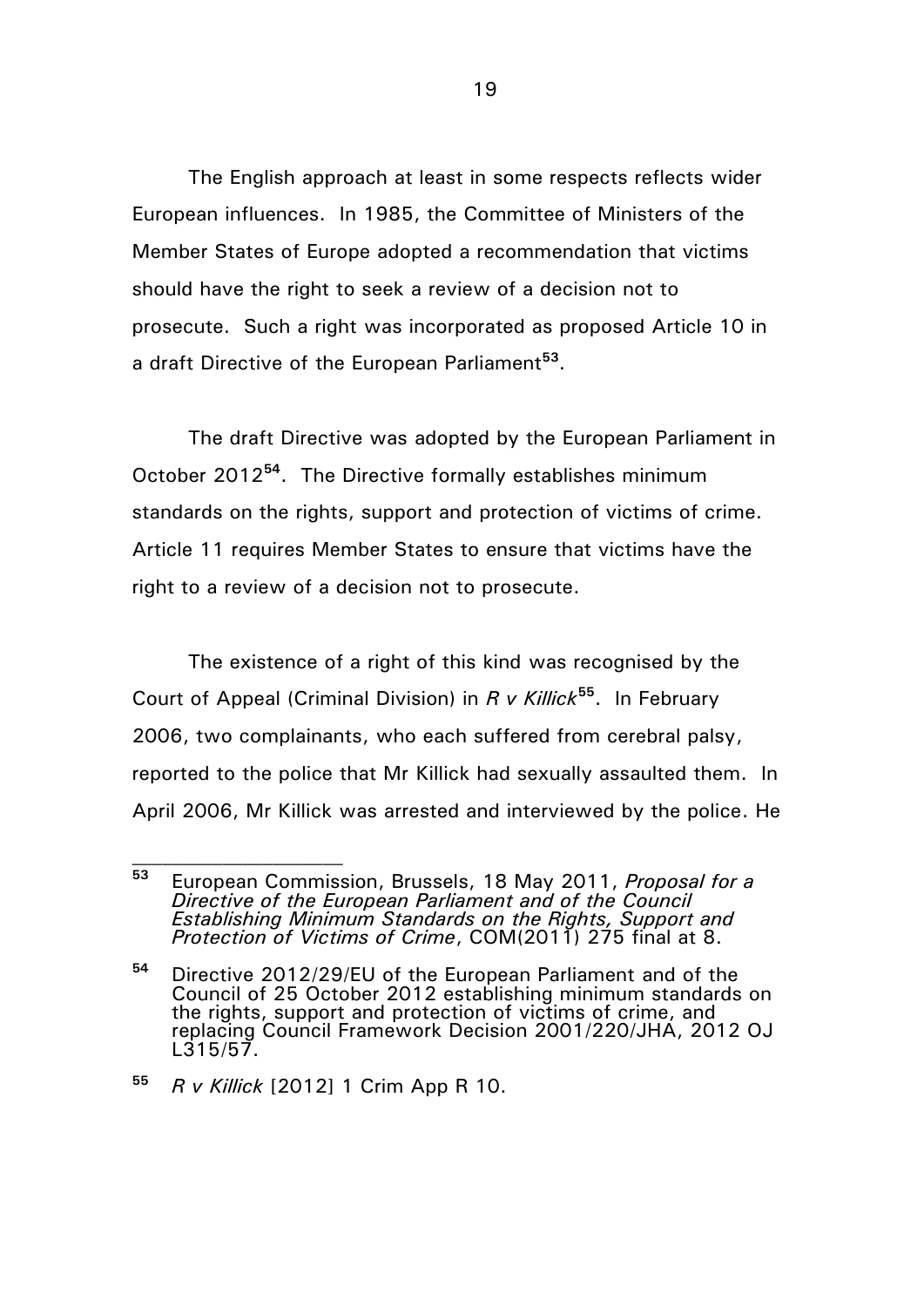The English approach at least in some respects reflects wider European influences. In 1985, the Committee of Ministers of the Member States of Europe adopted a recommendation that victims should have the right to seek a review of a decision not to prosecute. Such a right was incorporated as proposed Article 10 in a draft Directive of the European Parliament[53].

The draft Directive was adopted by the European Parliament in October 2012[54]. The Directive formally establishes minimum standards on the rights, support and protection of victims of crime. Article 11 requires Member States to ensure that victims have the right to a review of a decision not to prosecute.

The existence of a right of this kind was recognised by the Court of Appeal (Criminal Division) in *R v Killick*[55]. In February 2006, two complainants, who each suffered from cerebral palsy, reported to the police that Mr Killick had sexually assaulted them. In April 2006, Mr Killick was arrested and interviewed by the police. He

---

[53] European Commission, Brussels, 18 May 2011, *Proposal for a Directive of the European Parliament and of the Council Establishing Minimum Standards on the Rights, Support and Protection of Victims of Crime*, COM(2011) 275 final at 8.

[54] Directive 2012/29/EU of the European Parliament and of the Council of 25 October 2012 establishing minimum standards on the rights, support and protection of victims of crime, and replacing Council Framework Decision 2001/220/JHA, 2012 OJ L315/57.

[55] *R v Killick* [2012] 1 Crim App R 10.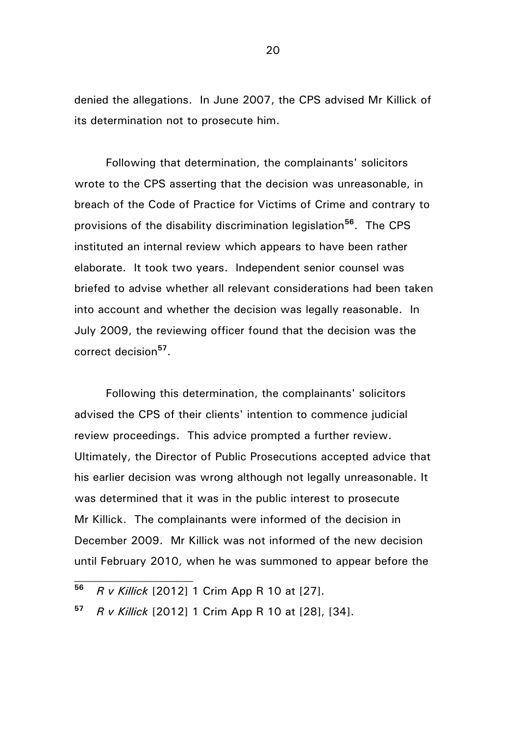denied the allegations. In June 2007, the CPS advised Mr Killick of its determination not to prosecute him.

Following that determination, the complainants' solicitors wrote to the CPS asserting that the decision was unreasonable, in breach of the Code of Practice for Victims of Crime and contrary to provisions of the disability discrimination legislation[56]. The CPS instituted an internal review which appears to have been rather elaborate. It took two years. Independent senior counsel was briefed to advise whether all relevant considerations had been taken into account and whether the decision was legally reasonable. In July 2009, the reviewing officer found that the decision was the correct decision[57].

Following this determination, the complainants' solicitors advised the CPS of their clients' intention to commence judicial review proceedings. This advice prompted a further review. Ultimately, the Director of Public Prosecutions accepted advice that his earlier decision was wrong although not legally unreasonable. It was determined that it was in the public interest to prosecute Mr Killick. The complainants were informed of the decision in December 2009. Mr Killick was not informed of the new decision until February 2010, when he was summoned to appear before the

---

[56] *R v Killick* [2012] 1 Crim App R 10 at [27].

[57] *R v Killick* [2012] 1 Crim App R 10 at [28], [34].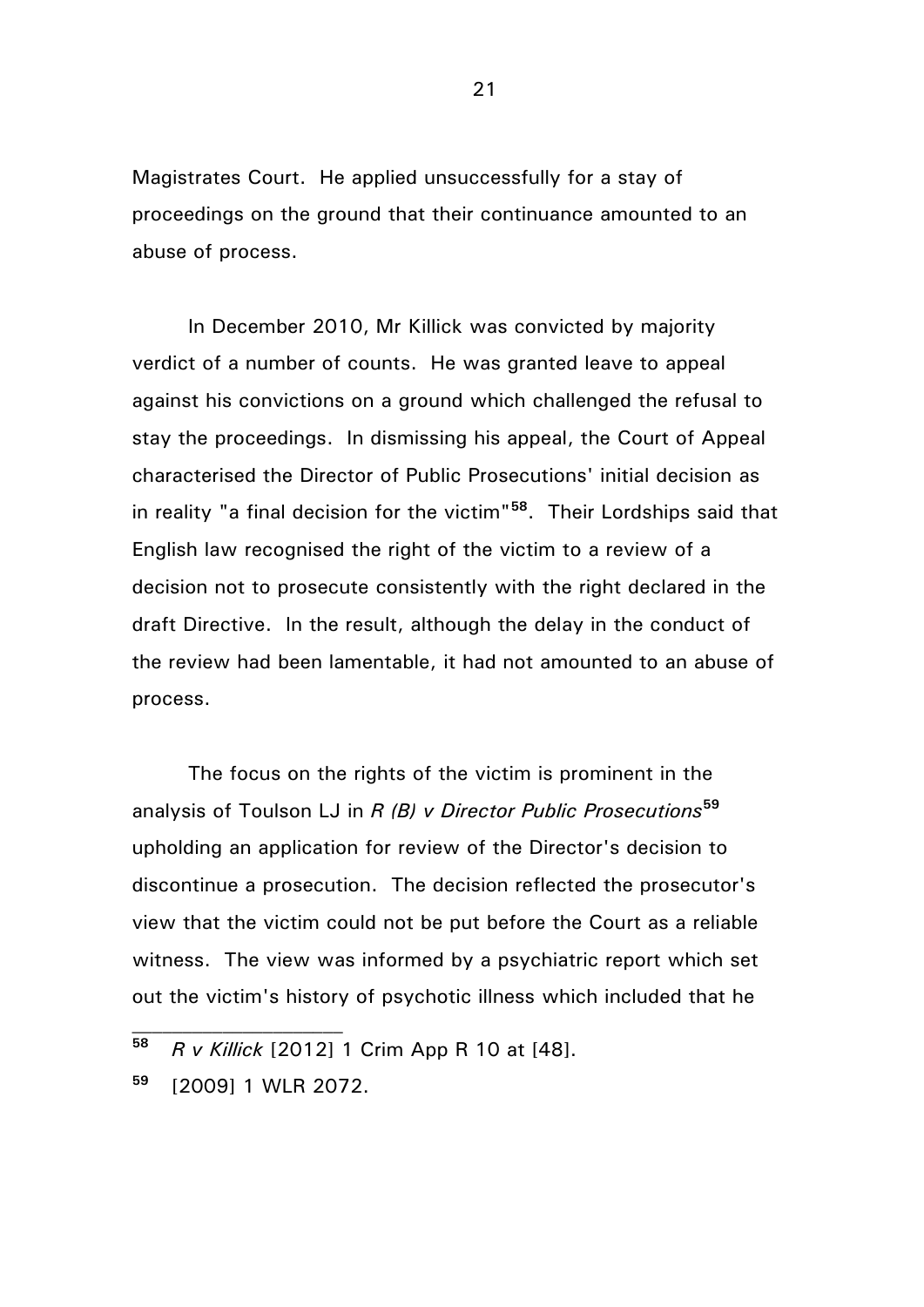Magistrates Court. He applied unsuccessfully for a stay of proceedings on the ground that their continuance amounted to an abuse of process.

In December 2010, Mr Killick was convicted by majority verdict of a number of counts. He was granted leave to appeal against his convictions on a ground which challenged the refusal to stay the proceedings. In dismissing his appeal, the Court of Appeal characterised the Director of Public Prosecutions' initial decision as in reality "a final decision for the victim"[58]. Their Lordships said that English law recognised the right of the victim to a review of a decision not to prosecute consistently with the right declared in the draft Directive. In the result, although the delay in the conduct of the review had been lamentable, it had not amounted to an abuse of process.

The focus on the rights of the victim is prominent in the analysis of Toulson LJ in *R (B) v Director Public Prosecutions*[59] upholding an application for review of the Director's decision to discontinue a prosecution. The decision reflected the prosecutor's view that the victim could not be put before the Court as a reliable witness. The view was informed by a psychiatric report which set out the victim's history of psychotic illness which included that he

---

[58] *R v Killick* [2012] 1 Crim App R 10 at [48].

[59] [2009] 1 WLR 2072.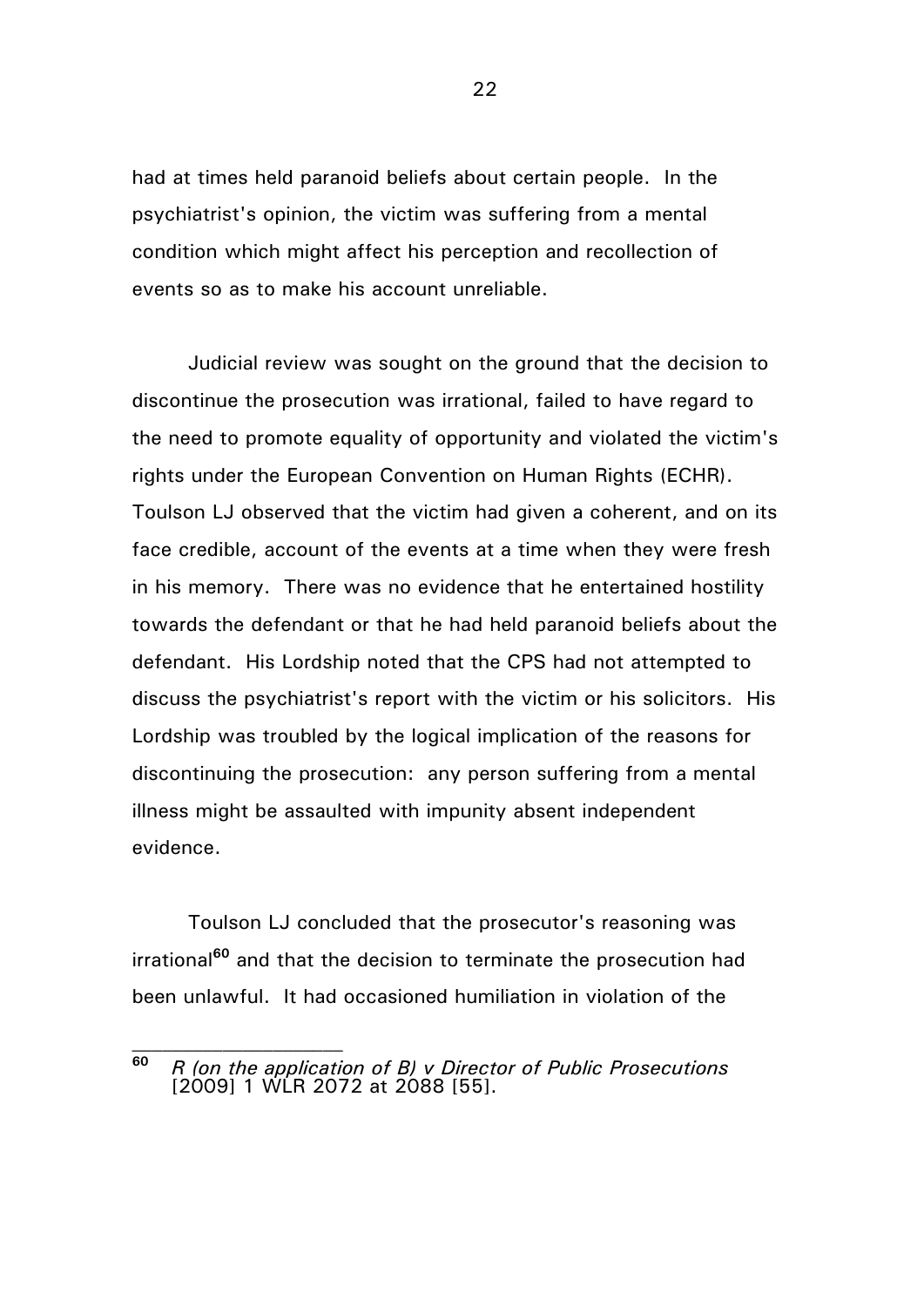had at times held paranoid beliefs about certain people. In the psychiatrist's opinion, the victim was suffering from a mental condition which might affect his perception and recollection of events so as to make his account unreliable.

Judicial review was sought on the ground that the decision to discontinue the prosecution was irrational, failed to have regard to the need to promote equality of opportunity and violated the victim's rights under the European Convention on Human Rights (ECHR). Toulson LJ observed that the victim had given a coherent, and on its face credible, account of the events at a time when they were fresh in his memory. There was no evidence that he entertained hostility towards the defendant or that he had held paranoid beliefs about the defendant. His Lordship noted that the CPS had not attempted to discuss the psychiatrist's report with the victim or his solicitors. His Lordship was troubled by the logical implication of the reasons for discontinuing the prosecution: any person suffering from a mental illness might be assaulted with impunity absent independent evidence.

Toulson LJ concluded that the prosecutor's reasoning was irrational[60] and that the decision to terminate the prosecution had been unlawful. It had occasioned humiliation in violation of the

---

[60] *R (on the application of B) v Director of Public Prosecutions* [2009] 1 WLR 2072 at 2088 [55].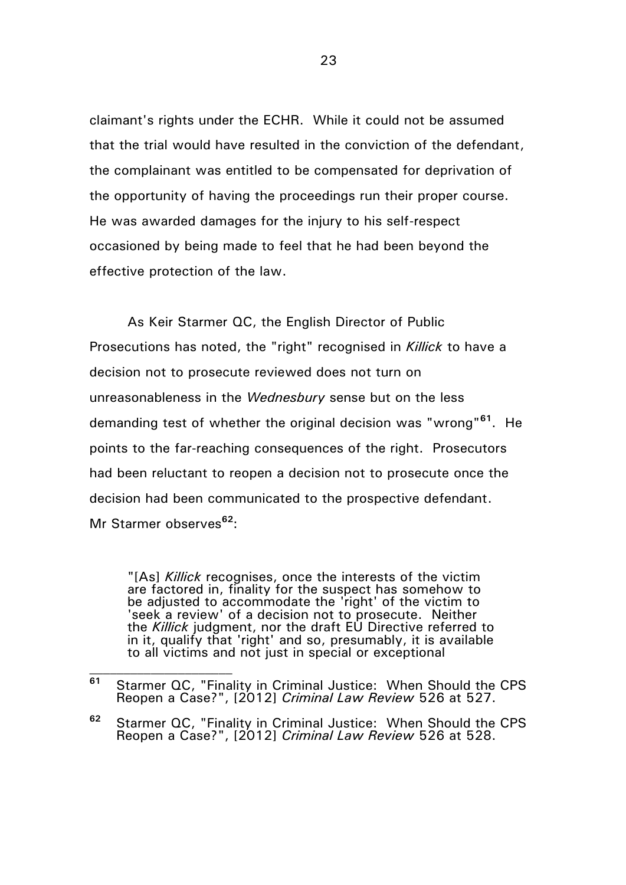claimant's rights under the ECHR. While it could not be assumed that the trial would have resulted in the conviction of the defendant, the complainant was entitled to be compensated for deprivation of the opportunity of having the proceedings run their proper course. He was awarded damages for the injury to his self-respect occasioned by being made to feel that he had been beyond the effective protection of the law.

As Keir Starmer QC, the English Director of Public Prosecutions has noted, the "right" recognised in *Killick* to have a decision not to prosecute reviewed does not turn on unreasonableness in the *Wednesbury* sense but on the less demanding test of whether the original decision was "wrong"[61]. He points to the far-reaching consequences of the right. Prosecutors had been reluctant to reopen a decision not to prosecute once the decision had been communicated to the prospective defendant. Mr Starmer observes[62]:

> "[As] *Killick* recognises, once the interests of the victim are factored in, finality for the suspect has somehow to be adjusted to accommodate the 'right' of the victim to 'seek a review' of a decision not to prosecute. Neither the *Killick* judgment, nor the draft EU Directive referred to in it, qualify that 'right' and so, presumably, it is available to all victims and not just in special or exceptional

---

[61] Starmer QC, "Finality in Criminal Justice: When Should the CPS Reopen a Case?", [2012] *Criminal Law Review* 526 at 527.

[62] Starmer QC, "Finality in Criminal Justice: When Should the CPS Reopen a Case?", [2012] *Criminal Law Review* 526 at 528.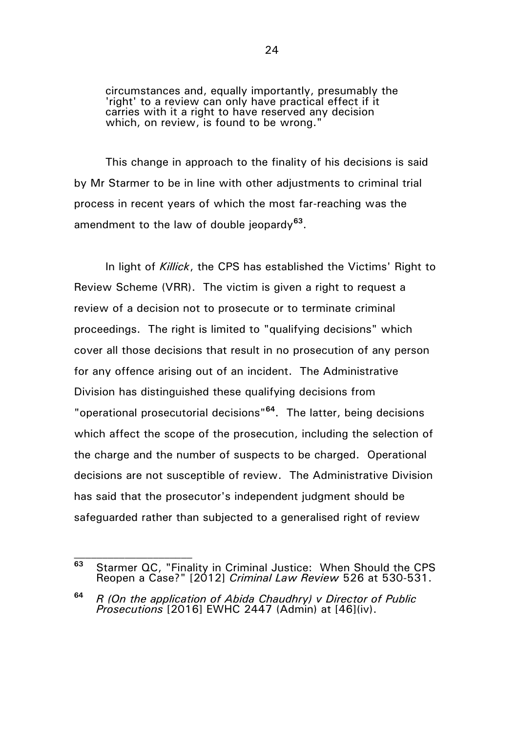circumstances and, equally importantly, presumably the 'right' to a review can only have practical effect if it carries with it a right to have reserved any decision which, on review, is found to be wrong."

This change in approach to the finality of his decisions is said by Mr Starmer to be in line with other adjustments to criminal trial process in recent years of which the most far-reaching was the amendment to the law of double jeopardy[63].

In light of *Killick*, the CPS has established the Victims' Right to Review Scheme (VRR). The victim is given a right to request a review of a decision not to prosecute or to terminate criminal proceedings. The right is limited to "qualifying decisions" which cover all those decisions that result in no prosecution of any person for any offence arising out of an incident. The Administrative Division has distinguished these qualifying decisions from "operational prosecutorial decisions"[64]. The latter, being decisions which affect the scope of the prosecution, including the selection of the charge and the number of suspects to be charged. Operational decisions are not susceptible of review. The Administrative Division has said that the prosecutor's independent judgment should be safeguarded rather than subjected to a generalised right of review

---

[63] Starmer QC, "Finality in Criminal Justice: When Should the CPS Reopen a Case?" [2012] *Criminal Law Review* 526 at 530-531.

[64] *R (On the application of Abida Chaudhry) v Director of Public Prosecutions* [2016] EWHC 2447 (Admin) at [46](iv).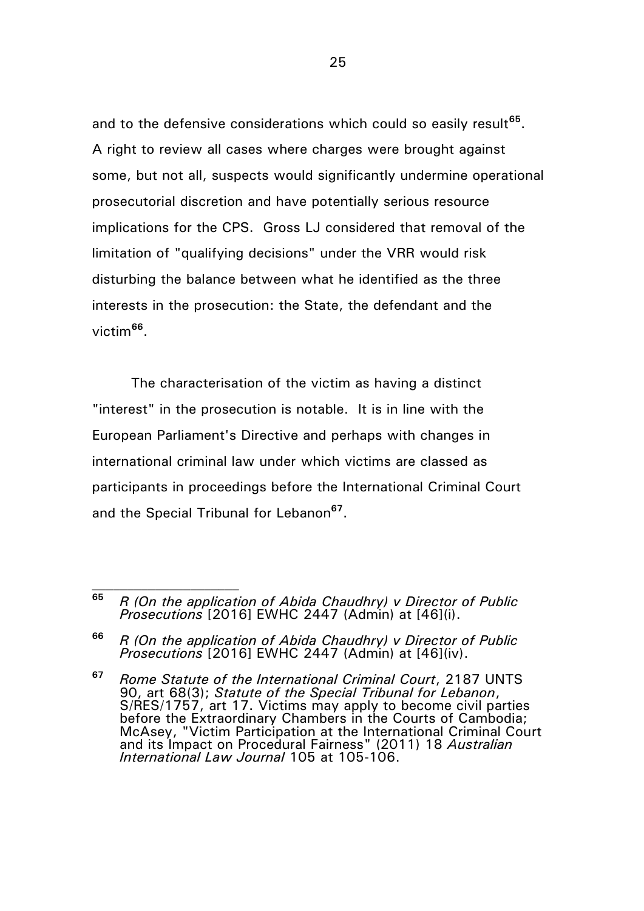and to the defensive considerations which could so easily result[65]. A right to review all cases where charges were brought against some, but not all, suspects would significantly undermine operational prosecutorial discretion and have potentially serious resource implications for the CPS. Gross LJ considered that removal of the limitation of "qualifying decisions" under the VRR would risk disturbing the balance between what he identified as the three interests in the prosecution: the State, the defendant and the victim[66].

The characterisation of the victim as having a distinct "interest" in the prosecution is notable. It is in line with the European Parliament's Directive and perhaps with changes in international criminal law under which victims are classed as participants in proceedings before the International Criminal Court and the Special Tribunal for Lebanon[67].

---

[65] *R (On the application of Abida Chaudhry) v Director of Public Prosecutions* [2016] EWHC 2447 (Admin) at [46](i).

[66] *R (On the application of Abida Chaudhry) v Director of Public Prosecutions* [2016] EWHC 2447 (Admin) at [46](iv).

[67] *Rome Statute of the International Criminal Court*, 2187 UNTS 90, art 68(3); *Statute of the Special Tribunal for Lebanon*, S/RES/1757, art 17. Victims may apply to become civil parties before the Extraordinary Chambers in the Courts of Cambodia; McAsey, "Victim Participation at the International Criminal Court and its Impact on Procedural Fairness" (2011) 18 *Australian International Law Journal* 105 at 105-106.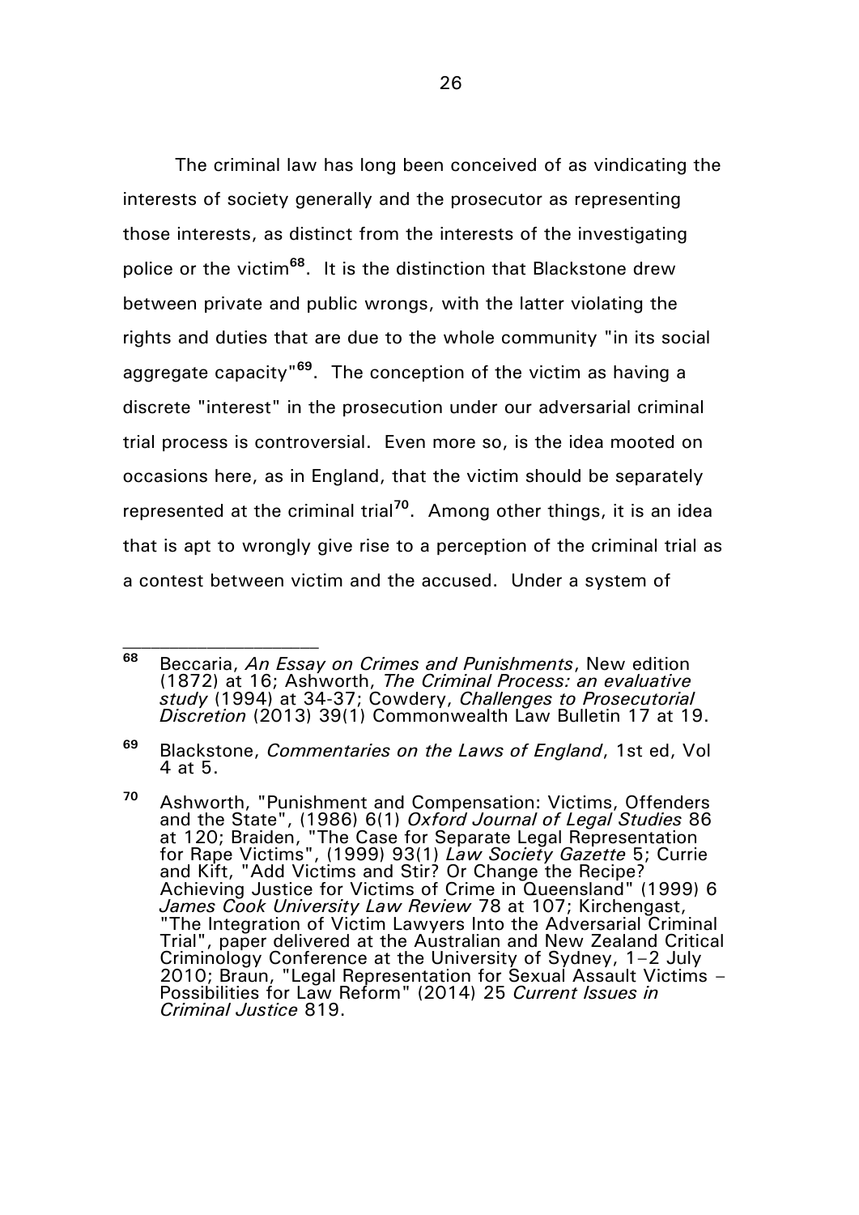The criminal law has long been conceived of as vindicating the interests of society generally and the prosecutor as representing those interests, as distinct from the interests of the investigating police or the victim[68]. It is the distinction that Blackstone drew between private and public wrongs, with the latter violating the rights and duties that are due to the whole community "in its social aggregate capacity"[69]. The conception of the victim as having a discrete "interest" in the prosecution under our adversarial criminal trial process is controversial. Even more so, is the idea mooted on occasions here, as in England, that the victim should be separately represented at the criminal trial[70]. Among other things, it is an idea that is apt to wrongly give rise to a perception of the criminal trial as a contest between victim and the accused. Under a system of

---

[68] Beccaria, *An Essay on Crimes and Punishments*, New edition (1872) at 16; Ashworth, *The Criminal Process: an evaluative study* (1994) at 34-37; Cowdery, *Challenges to Prosecutorial Discretion* (2013) 39(1) Commonwealth Law Bulletin 17 at 19.

[69] Blackstone, *Commentaries on the Laws of England*, 1st ed, Vol 4 at 5.

[70] Ashworth, "Punishment and Compensation: Victims, Offenders and the State", (1986) 6(1) *Oxford Journal of Legal Studies* 86 at 120; Braiden, "The Case for Separate Legal Representation for Rape Victims", (1999) 93(1) *Law Society Gazette* 5; Currie and Kift, "Add Victims and Stir? Or Change the Recipe? Achieving Justice for Victims of Crime in Queensland" (1999) 6 *James Cook University Law Review* 78 at 107; Kirchengast, "The Integration of Victim Lawyers Into the Adversarial Criminal Trial", paper delivered at the Australian and New Zealand Critical Criminology Conference at the University of Sydney, 1–2 July 2010; Braun, "Legal Representation for Sexual Assault Victims – Possibilities for Law Reform" (2014) 25 *Current Issues in Criminal Justice* 819.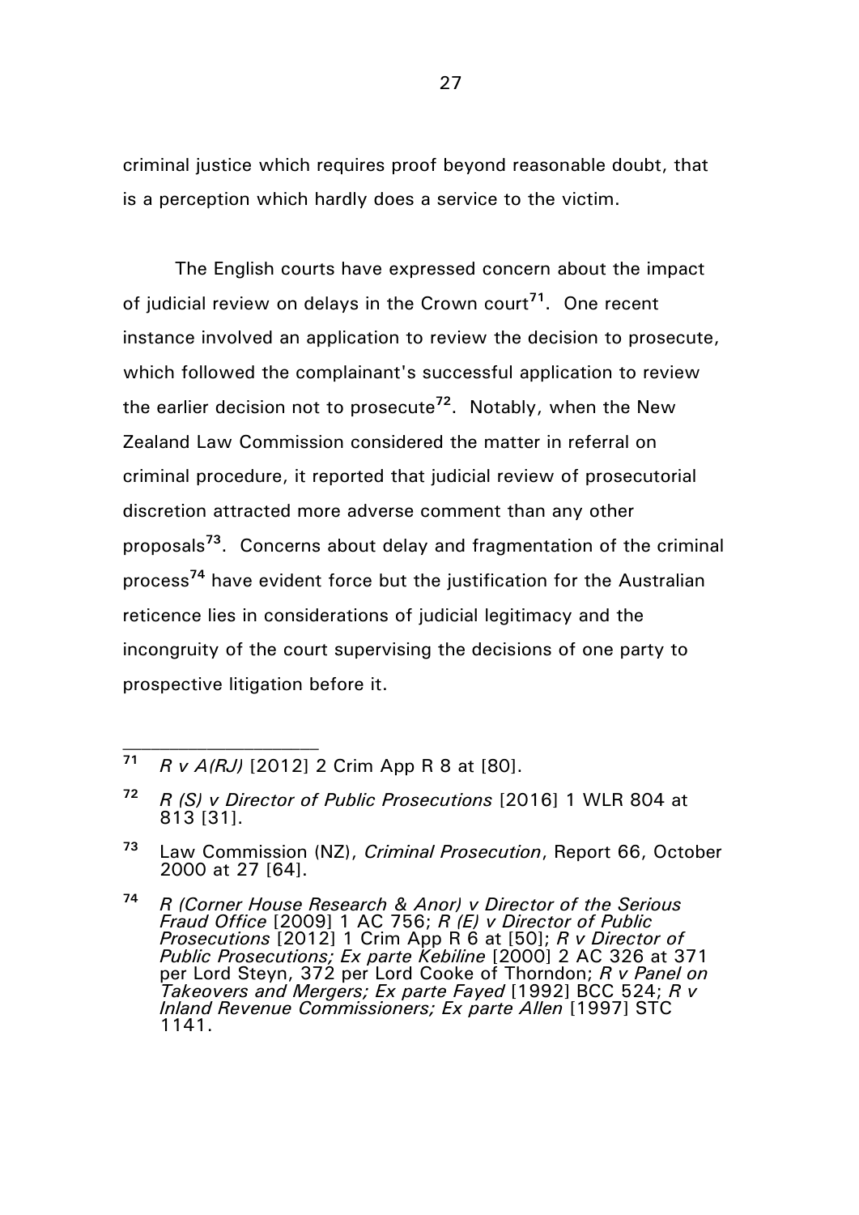criminal justice which requires proof beyond reasonable doubt, that is a perception which hardly does a service to the victim.

The English courts have expressed concern about the impact of judicial review on delays in the Crown court[71]. One recent instance involved an application to review the decision to prosecute, which followed the complainant's successful application to review the earlier decision not to prosecute[72]. Notably, when the New Zealand Law Commission considered the matter in referral on criminal procedure, it reported that judicial review of prosecutorial discretion attracted more adverse comment than any other proposals[73]. Concerns about delay and fragmentation of the criminal process[74] have evident force but the justification for the Australian reticence lies in considerations of judicial legitimacy and the incongruity of the court supervising the decisions of one party to prospective litigation before it.

---

**71** *R v A(RJ)* [2012] 2 Crim App R 8 at [80].

**72** *R (S) v Director of Public Prosecutions* [2016] 1 WLR 804 at 813 [31].

**73** Law Commission (NZ), *Criminal Prosecution*, Report 66, October 2000 at 27 [64].

**74** *R (Corner House Research & Anor) v Director of the Serious Fraud Office* [2009] 1 AC 756; *R (E) v Director of Public Prosecutions* [2012] 1 Crim App R 6 at [50]; *R v Director of Public Prosecutions; Ex parte Kebiline* [2000] 2 AC 326 at 371 per Lord Steyn, 372 per Lord Cooke of Thorndon; *R v Panel on Takeovers and Mergers; Ex parte Fayed* [1992] BCC 524; *R v Inland Revenue Commissioners; Ex parte Allen* [1997] STC 1141.